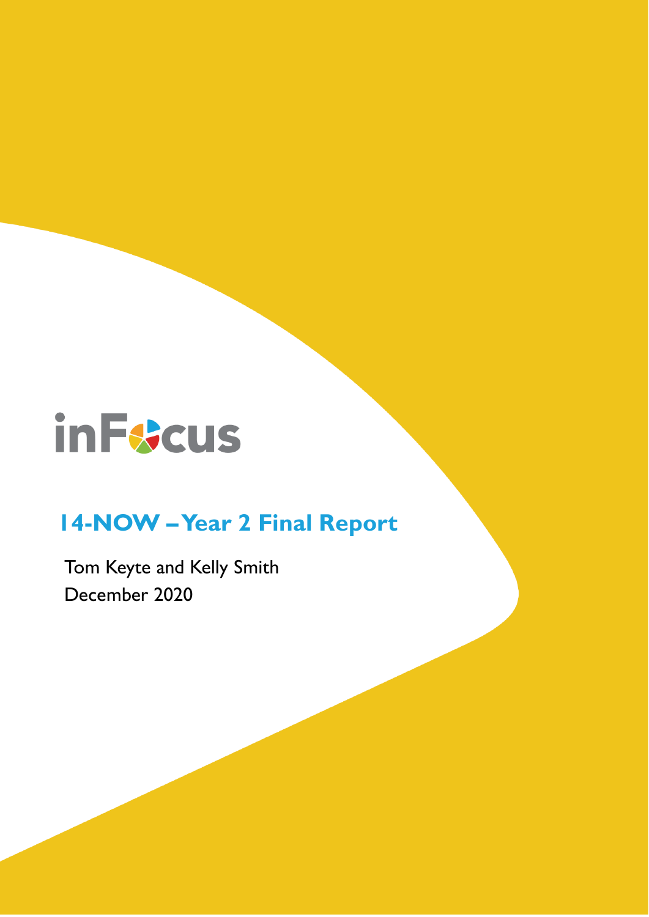inFocus

# 14-NOW – Year 2 Final Report

Tom Keyte and Kelly Smith

December 2020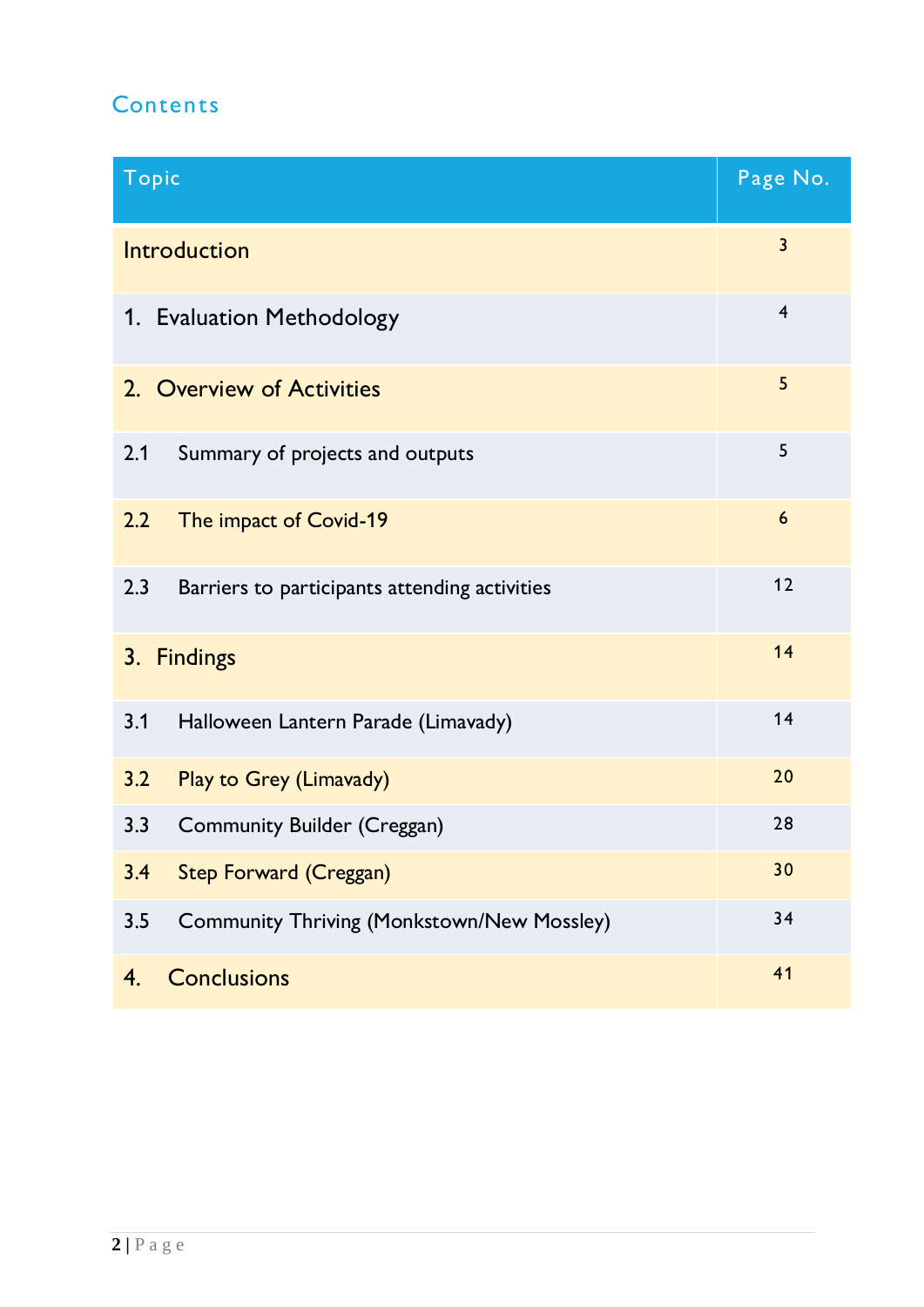## Contents

| Topic | Page No. |
|---|---|
| Introduction | 3 |
| 1. Evaluation Methodology | 4 |
| 2. Overview of Activities | 5 |
| 2.1 Summary of projects and outputs | 5 |
| 2.2 The impact of Covid-19 | 6 |
| 2.3 Barriers to participants attending activities | 12 |
| 3. Findings | 14 |
| 3.1 Halloween Lantern Parade (Limavady) | 14 |
| 3.2 Play to Grey (Limavady) | 20 |
| 3.3 Community Builder (Creggan) | 28 |
| 3.4 Step Forward (Creggan) | 30 |
| 3.5 Community Thriving (Monkstown/New Mossley) | 34 |
| 4. Conclusions | 41 |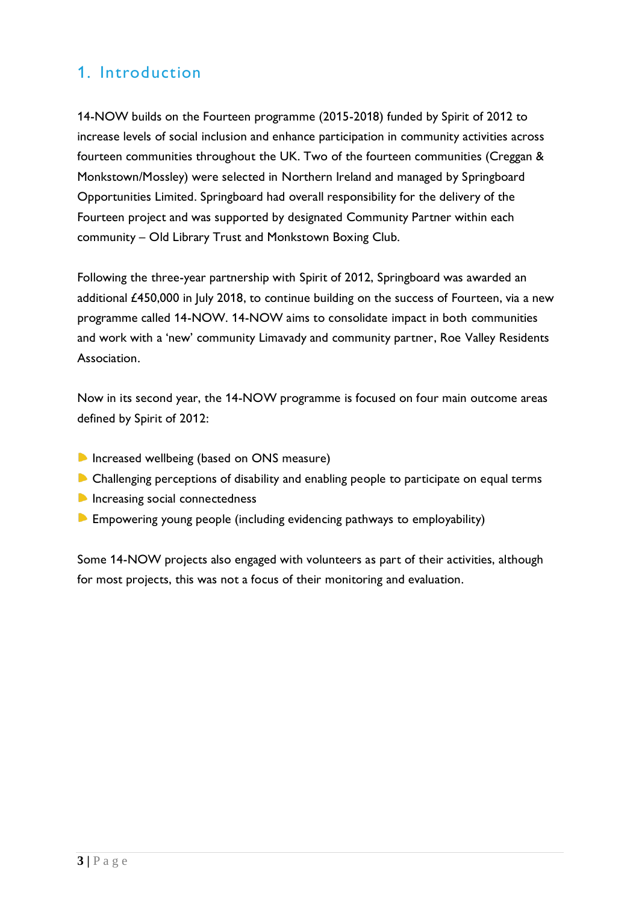# 1. Introduction

14-NOW builds on the Fourteen programme (2015-2018) funded by Spirit of 2012 to increase levels of social inclusion and enhance participation in community activities across fourteen communities throughout the UK. Two of the fourteen communities (Creggan & Monkstown/Mossley) were selected in Northern Ireland and managed by Springboard Opportunities Limited. Springboard had overall responsibility for the delivery of the Fourteen project and was supported by designated Community Partner within each community – Old Library Trust and Monkstown Boxing Club.

Following the three-year partnership with Spirit of 2012, Springboard was awarded an additional £450,000 in July 2018, to continue building on the success of Fourteen, via a new programme called 14-NOW. 14-NOW aims to consolidate impact in both communities and work with a 'new' community Limavady and community partner, Roe Valley Residents Association.

Now in its second year, the 14-NOW programme is focused on four main outcome areas defined by Spirit of 2012:

- Increased wellbeing (based on ONS measure)
- Challenging perceptions of disability and enabling people to participate on equal terms
- Increasing social connectedness
- Empowering young people (including evidencing pathways to employability)

Some 14-NOW projects also engaged with volunteers as part of their activities, although for most projects, this was not a focus of their monitoring and evaluation.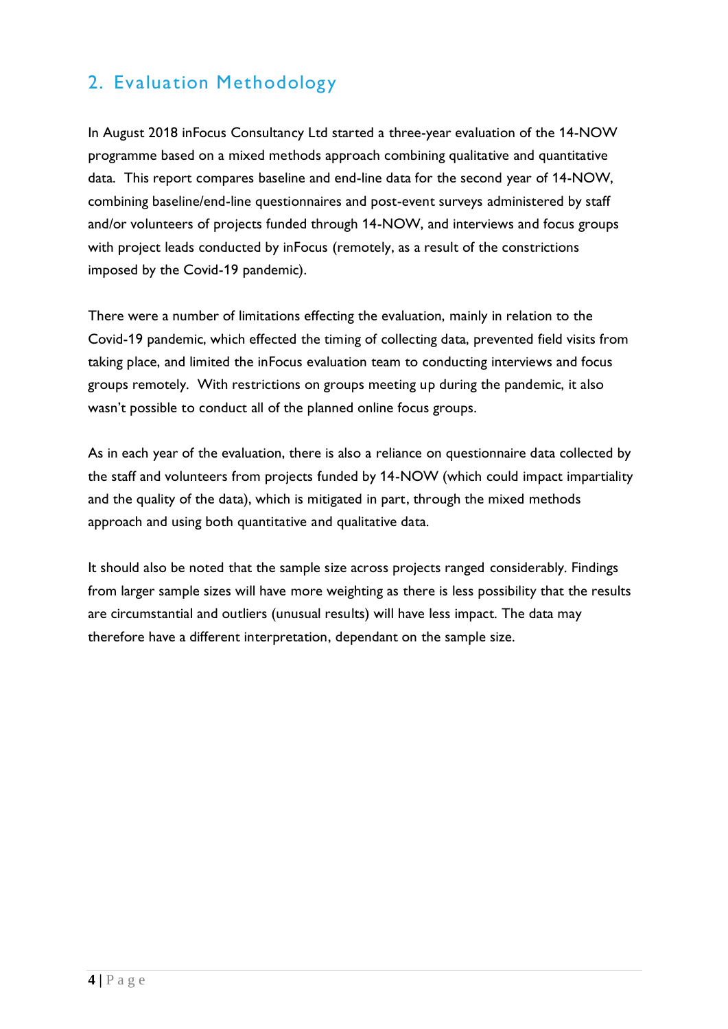## 2. Evaluation Methodology

In August 2018 inFocus Consultancy Ltd started a three-year evaluation of the 14-NOW programme based on a mixed methods approach combining qualitative and quantitative data. This report compares baseline and end-line data for the second year of 14-NOW, combining baseline/end-line questionnaires and post-event surveys administered by staff and/or volunteers of projects funded through 14-NOW, and interviews and focus groups with project leads conducted by inFocus (remotely, as a result of the constrictions imposed by the Covid-19 pandemic).

There were a number of limitations effecting the evaluation, mainly in relation to the Covid-19 pandemic, which effected the timing of collecting data, prevented field visits from taking place, and limited the inFocus evaluation team to conducting interviews and focus groups remotely. With restrictions on groups meeting up during the pandemic, it also wasn't possible to conduct all of the planned online focus groups.

As in each year of the evaluation, there is also a reliance on questionnaire data collected by the staff and volunteers from projects funded by 14-NOW (which could impact impartiality and the quality of the data), which is mitigated in part, through the mixed methods approach and using both quantitative and qualitative data.

It should also be noted that the sample size across projects ranged considerably. Findings from larger sample sizes will have more weighting as there is less possibility that the results are circumstantial and outliers (unusual results) will have less impact. The data may therefore have a different interpretation, dependant on the sample size.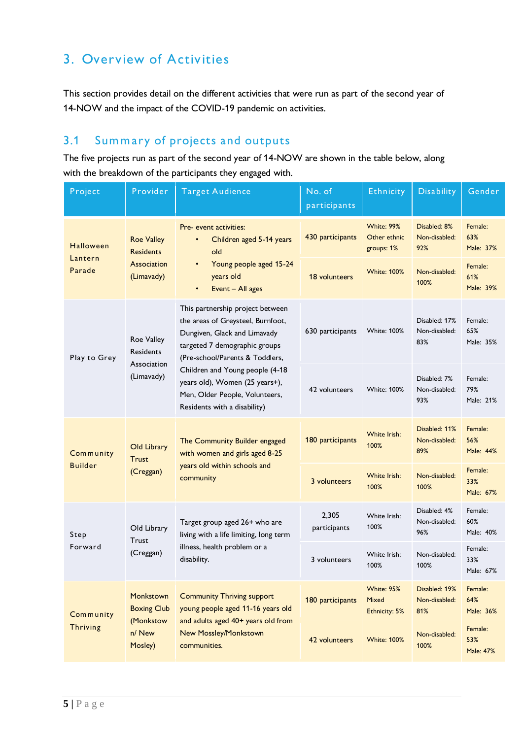# 3. Overview of Activities

This section provides detail on the different activities that were run as part of the second year of 14-NOW and the impact of the COVID-19 pandemic on activities.

## 3.1 Summary of projects and outputs

The five projects run as part of the second year of 14-NOW are shown in the table below, along with the breakdown of the participants they engaged with.

| Project | Provider | Target Audience | No. of participants | Ethnicity | Disability | Gender |
|---|---|---|---|---|---|---|
| Halloween Lantern Parade | Roe Valley Residents Association (Limavady) | Pre- event activities:<br>• Children aged 5-14 years old<br>• Young people aged 15-24 years old<br>• Event – All ages | 430 participants | White: 99%<br>Other ethnic groups: 1% | Disabled: 8%<br>Non-disabled: 92% | Female: 63%<br>Male: 37% |
| | | | 18 volunteers | White: 100% | Non-disabled: 100% | Female: 61%<br>Male: 39% |
| Play to Grey | Roe Valley Residents Association (Limavady) | This partnership project between the areas of Greysteel, Burnfoot, Dungiven, Glack and Limavady targeted 7 demographic groups (Pre-school/Parents & Toddlers, Children and Young people (4-18 years old), Women (25 years+), Men, Older People, Volunteers, Residents with a disability) | 630 participants | White: 100% | Disabled: 17%<br>Non-disabled: 83% | Female: 65%<br>Male: 35% |
| | | | 42 volunteers | White: 100% | Disabled: 7%<br>Non-disabled: 93% | Female: 79%<br>Male: 21% |
| Community Builder | Old Library Trust (Creggan) | The Community Builder engaged with women and girls aged 8-25 years old within schools and community | 180 participants | White Irish: 100% | Disabled: 11%<br>Non-disabled: 89% | Female: 56%<br>Male: 44% |
| | | | 3 volunteers | White Irish: 100% | Non-disabled: 100% | Female: 33%<br>Male: 67% |
| Step Forward | Old Library Trust (Creggan) | Target group aged 26+ who are living with a life limiting, long term illness, health problem or a disability. | 2,305 participants | White Irish: 100% | Disabled: 4%<br>Non-disabled: 96% | Female: 60%<br>Male: 40% |
| | | | 3 volunteers | White Irish: 100% | Non-disabled: 100% | Female: 33%<br>Male: 67% |
| Community Thriving | Monkstown Boxing Club (Monkstown/ New Mosley) | Community Thriving support young people aged 11-16 years old and adults aged 40+ years old from New Mossley/Monkstown communities. | 180 participants | White: 95%<br>Mixed Ethnicity: 5% | Disabled: 19%<br>Non-disabled: 81% | Female: 64%<br>Male: 36% |
| | | | 42 volunteers | White: 100% | Non-disabled: 100% | Female: 53%<br>Male: 47% |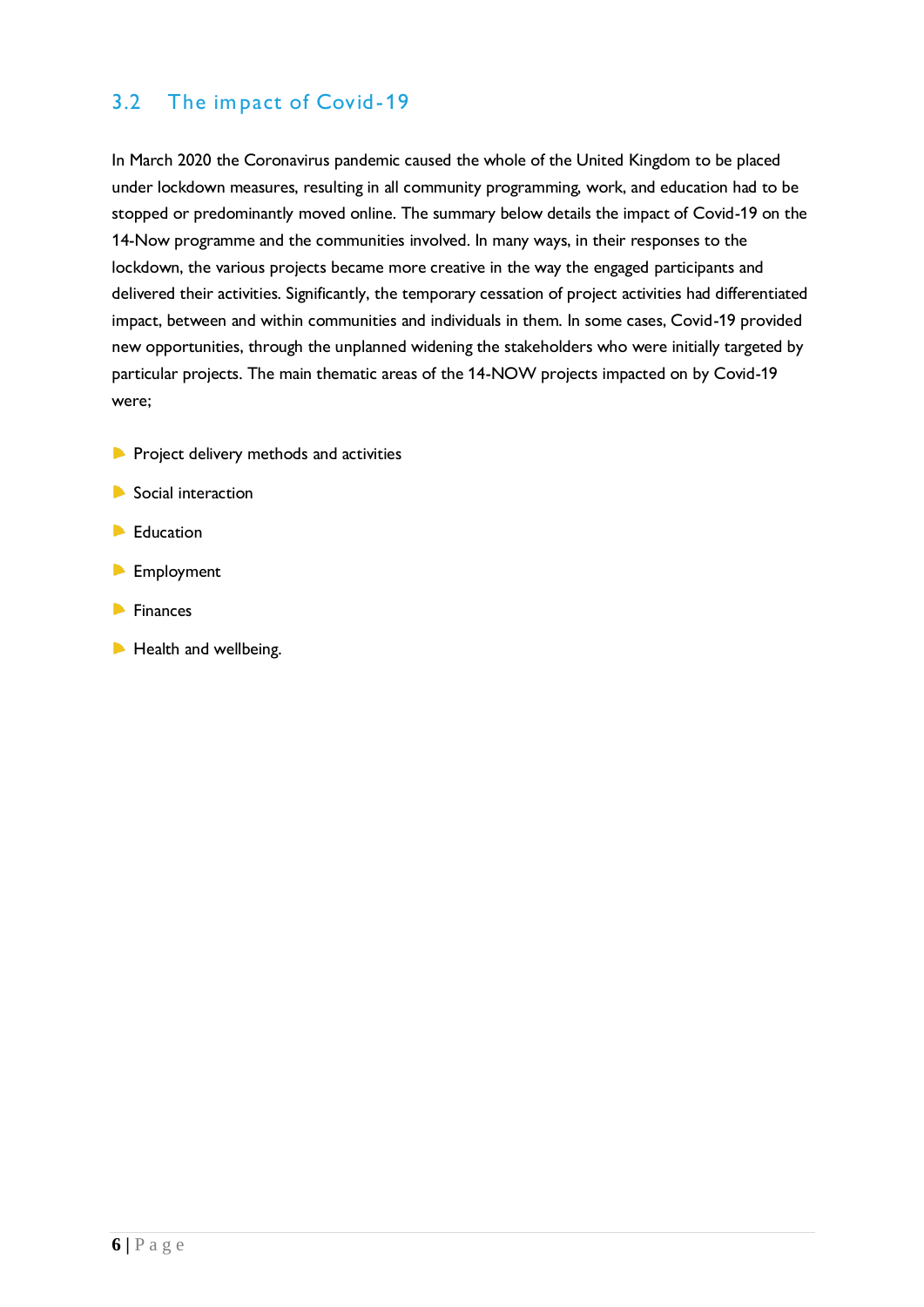## 3.2 The impact of Covid-19

In March 2020 the Coronavirus pandemic caused the whole of the United Kingdom to be placed under lockdown measures, resulting in all community programming, work, and education had to be stopped or predominantly moved online. The summary below details the impact of Covid-19 on the 14-Now programme and the communities involved. In many ways, in their responses to the lockdown, the various projects became more creative in the way the engaged participants and delivered their activities. Significantly, the temporary cessation of project activities had differentiated impact, between and within communities and individuals in them. In some cases, Covid-19 provided new opportunities, through the unplanned widening the stakeholders who were initially targeted by particular projects. The main thematic areas of the 14-NOW projects impacted on by Covid-19 were;

- Project delivery methods and activities
- Social interaction
- Education
- Employment
- Finances
- Health and wellbeing.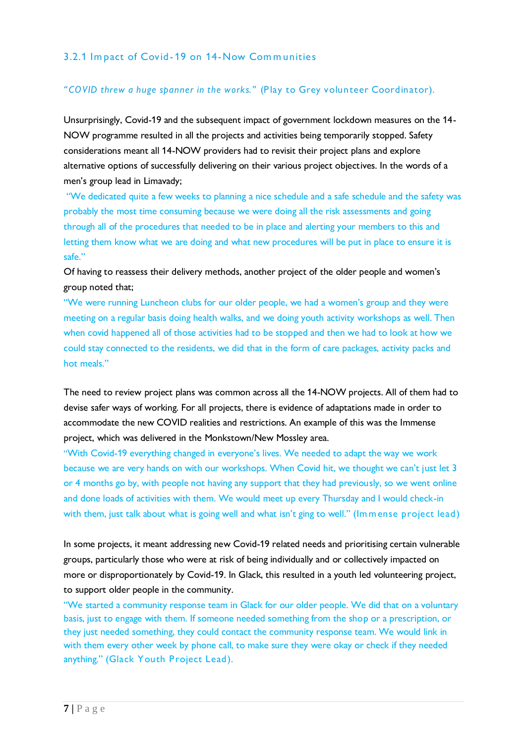### 3.2.1 Impact of Covid-19 on 14-Now Communities

*"COVID threw a huge spanner in the works."* (Play to Grey volunteer Coordinator).

Unsurprisingly, Covid-19 and the subsequent impact of government lockdown measures on the 14-NOW programme resulted in all the projects and activities being temporarily stopped. Safety considerations meant all 14-NOW providers had to revisit their project plans and explore alternative options of successfully delivering on their various project objectives. In the words of a men's group lead in Limavady;

"We dedicated quite a few weeks to planning a nice schedule and a safe schedule and the safety was probably the most time consuming because we were doing all the risk assessments and going through all of the procedures that needed to be in place and alerting your members to this and letting them know what we are doing and what new procedures will be put in place to ensure it is safe."

Of having to reassess their delivery methods, another project of the older people and women's group noted that;

"We were running Luncheon clubs for our older people, we had a women's group and they were meeting on a regular basis doing health walks, and we doing youth activity workshops as well. Then when covid happened all of those activities had to be stopped and then we had to look at how we could stay connected to the residents, we did that in the form of care packages, activity packs and hot meals."

The need to review project plans was common across all the 14-NOW projects. All of them had to devise safer ways of working. For all projects, there is evidence of adaptations made in order to accommodate the new COVID realities and restrictions. An example of this was the Immense project, which was delivered in the Monkstown/New Mossley area.

"With Covid-19 everything changed in everyone's lives. We needed to adapt the way we work because we are very hands on with our workshops. When Covid hit, we thought we can't just let 3 or 4 months go by, with people not having any support that they had previously, so we went online and done loads of activities with them. We would meet up every Thursday and I would check-in with them, just talk about what is going well and what isn't ging to well." (Immense project lead)

In some projects, it meant addressing new Covid-19 related needs and prioritising certain vulnerable groups, particularly those who were at risk of being individually and or collectively impacted on more or disproportionately by Covid-19. In Glack, this resulted in a youth led volunteering project, to support older people in the community.

"We started a community response team in Glack for our older people. We did that on a voluntary basis, just to engage with them. If someone needed something from the shop or a prescription, or they just needed something, they could contact the community response team. We would link in with them every other week by phone call, to make sure they were okay or check if they needed anything." (Glack Youth Project Lead).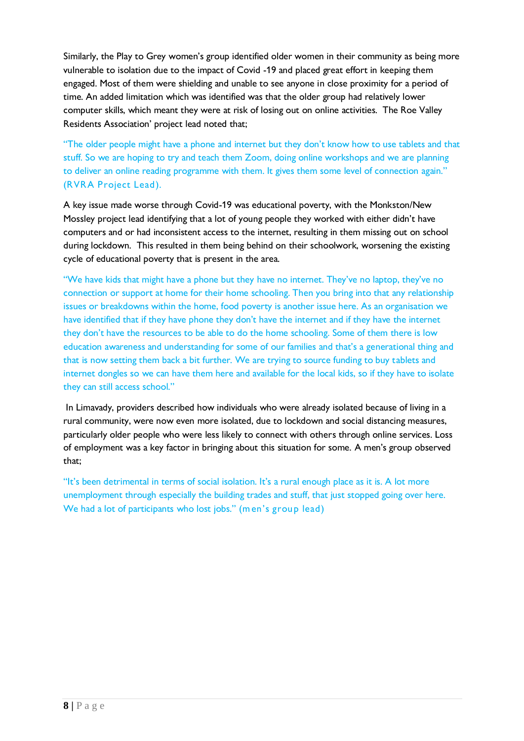Similarly, the Play to Grey women's group identified older women in their community as being more vulnerable to isolation due to the impact of Covid -19 and placed great effort in keeping them engaged. Most of them were shielding and unable to see anyone in close proximity for a period of time. An added limitation which was identified was that the older group had relatively lower computer skills, which meant they were at risk of losing out on online activities. The Roe Valley Residents Association' project lead noted that;

"The older people might have a phone and internet but they don't know how to use tablets and that stuff. So we are hoping to try and teach them Zoom, doing online workshops and we are planning to deliver an online reading programme with them. It gives them some level of connection again." (RVRA Project Lead).

A key issue made worse through Covid-19 was educational poverty, with the Monkston/New Mossley project lead identifying that a lot of young people they worked with either didn't have computers and or had inconsistent access to the internet, resulting in them missing out on school during lockdown. This resulted in them being behind on their schoolwork, worsening the existing cycle of educational poverty that is present in the area.

"We have kids that might have a phone but they have no internet. They've no laptop, they've no connection or support at home for their home schooling. Then you bring into that any relationship issues or breakdowns within the home, food poverty is another issue here. As an organisation we have identified that if they have phone they don't have the internet and if they have the internet they don't have the resources to be able to do the home schooling. Some of them there is low education awareness and understanding for some of our families and that's a generational thing and that is now setting them back a bit further. We are trying to source funding to buy tablets and internet dongles so we can have them here and available for the local kids, so if they have to isolate they can still access school."

In Limavady, providers described how individuals who were already isolated because of living in a rural community, were now even more isolated, due to lockdown and social distancing measures, particularly older people who were less likely to connect with others through online services. Loss of employment was a key factor in bringing about this situation for some. A men's group observed that;

"It's been detrimental in terms of social isolation. It's a rural enough place as it is. A lot more unemployment through especially the building trades and stuff, that just stopped going over here. We had a lot of participants who lost jobs." (men's group lead)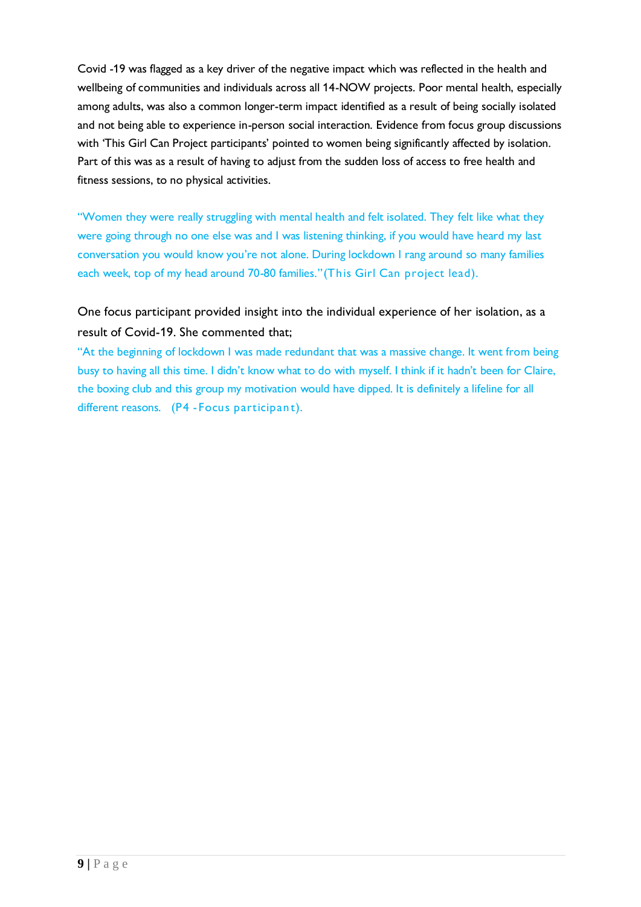Covid -19 was flagged as a key driver of the negative impact which was reflected in the health and wellbeing of communities and individuals across all 14-NOW projects. Poor mental health, especially among adults, was also a common longer-term impact identified as a result of being socially isolated and not being able to experience in-person social interaction. Evidence from focus group discussions with 'This Girl Can Project participants' pointed to women being significantly affected by isolation. Part of this was as a result of having to adjust from the sudden loss of access to free health and fitness sessions, to no physical activities.

"Women they were really struggling with mental health and felt isolated. They felt like what they were going through no one else was and I was listening thinking, if you would have heard my last conversation you would know you're not alone. During lockdown I rang around so many families each week, top of my head around 70-80 families." (This Girl Can project lead).

One focus participant provided insight into the individual experience of her isolation, as a result of Covid-19. She commented that;

"At the beginning of lockdown I was made redundant that was a massive change. It went from being busy to having all this time. I didn't know what to do with myself. I think if it hadn't been for Claire, the boxing club and this group my motivation would have dipped. It is definitely a lifeline for all different reasons. (P4 -Focus participant).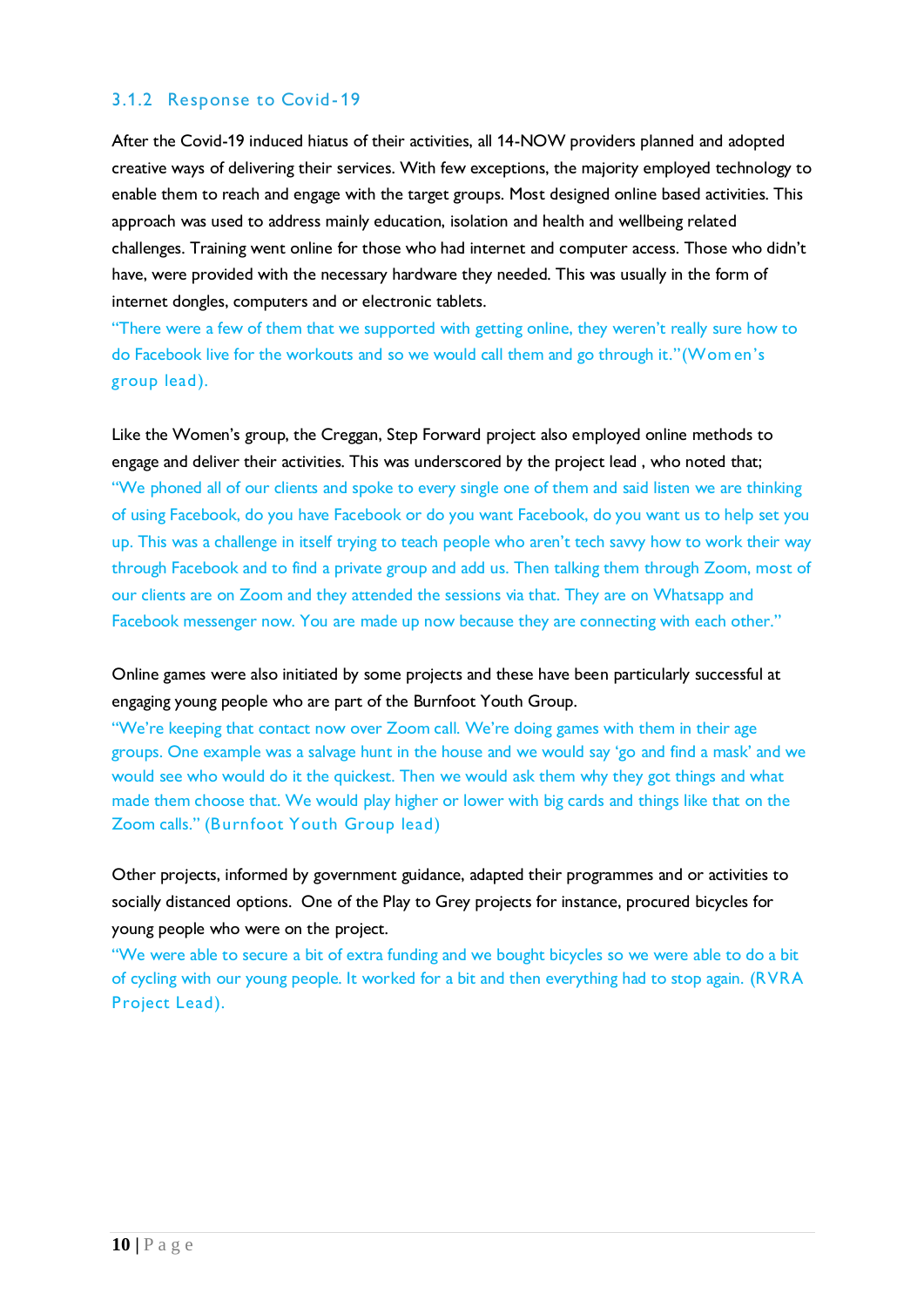### 3.1.2 Response to Covid-19

After the Covid-19 induced hiatus of their activities, all 14-NOW providers planned and adopted creative ways of delivering their services. With few exceptions, the majority employed technology to enable them to reach and engage with the target groups. Most designed online based activities. This approach was used to address mainly education, isolation and health and wellbeing related challenges. Training went online for those who had internet and computer access. Those who didn't have, were provided with the necessary hardware they needed. This was usually in the form of internet dongles, computers and or electronic tablets.

"There were a few of them that we supported with getting online, they weren't really sure how to do Facebook live for the workouts and so we would call them and go through it."(Women's group lead).

Like the Women's group, the Creggan, Step Forward project also employed online methods to engage and deliver their activities. This was underscored by the project lead , who noted that;

"We phoned all of our clients and spoke to every single one of them and said listen we are thinking of using Facebook, do you have Facebook or do you want Facebook, do you want us to help set you up. This was a challenge in itself trying to teach people who aren't tech savvy how to work their way through Facebook and to find a private group and add us. Then talking them through Zoom, most of our clients are on Zoom and they attended the sessions via that. They are on Whatsapp and Facebook messenger now. You are made up now because they are connecting with each other."

Online games were also initiated by some projects and these have been particularly successful at engaging young people who are part of the Burnfoot Youth Group.

"We're keeping that contact now over Zoom call. We're doing games with them in their age groups. One example was a salvage hunt in the house and we would say 'go and find a mask' and we would see who would do it the quickest. Then we would ask them why they got things and what made them choose that. We would play higher or lower with big cards and things like that on the Zoom calls." (Burnfoot Youth Group lead)

Other projects, informed by government guidance, adapted their programmes and or activities to socially distanced options. One of the Play to Grey projects for instance, procured bicycles for young people who were on the project.

"We were able to secure a bit of extra funding and we bought bicycles so we were able to do a bit of cycling with our young people. It worked for a bit and then everything had to stop again. (RVRA Project Lead).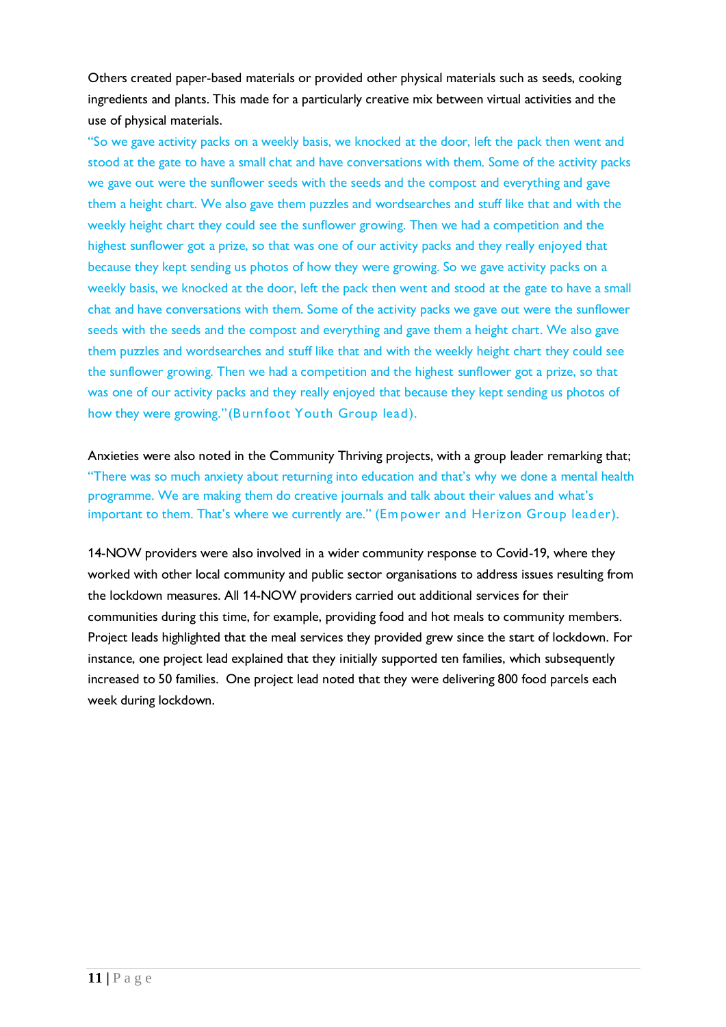Others created paper-based materials or provided other physical materials such as seeds, cooking ingredients and plants. This made for a particularly creative mix between virtual activities and the use of physical materials.

"So we gave activity packs on a weekly basis, we knocked at the door, left the pack then went and stood at the gate to have a small chat and have conversations with them. Some of the activity packs we gave out were the sunflower seeds with the seeds and the compost and everything and gave them a height chart. We also gave them puzzles and wordsearches and stuff like that and with the weekly height chart they could see the sunflower growing. Then we had a competition and the highest sunflower got a prize, so that was one of our activity packs and they really enjoyed that because they kept sending us photos of how they were growing. So we gave activity packs on a weekly basis, we knocked at the door, left the pack then went and stood at the gate to have a small chat and have conversations with them. Some of the activity packs we gave out were the sunflower seeds with the seeds and the compost and everything and gave them a height chart. We also gave them puzzles and wordsearches and stuff like that and with the weekly height chart they could see the sunflower growing. Then we had a competition and the highest sunflower got a prize, so that was one of our activity packs and they really enjoyed that because they kept sending us photos of how they were growing." (Burnfoot Youth Group lead).

Anxieties were also noted in the Community Thriving projects, with a group leader remarking that; "There was so much anxiety about returning into education and that's why we done a mental health programme. We are making them do creative journals and talk about their values and what's important to them. That's where we currently are." (Empower and Herizon Group leader).

14-NOW providers were also involved in a wider community response to Covid-19, where they worked with other local community and public sector organisations to address issues resulting from the lockdown measures. All 14-NOW providers carried out additional services for their communities during this time, for example, providing food and hot meals to community members. Project leads highlighted that the meal services they provided grew since the start of lockdown. For instance, one project lead explained that they initially supported ten families, which subsequently increased to 50 families. One project lead noted that they were delivering 800 food parcels each week during lockdown.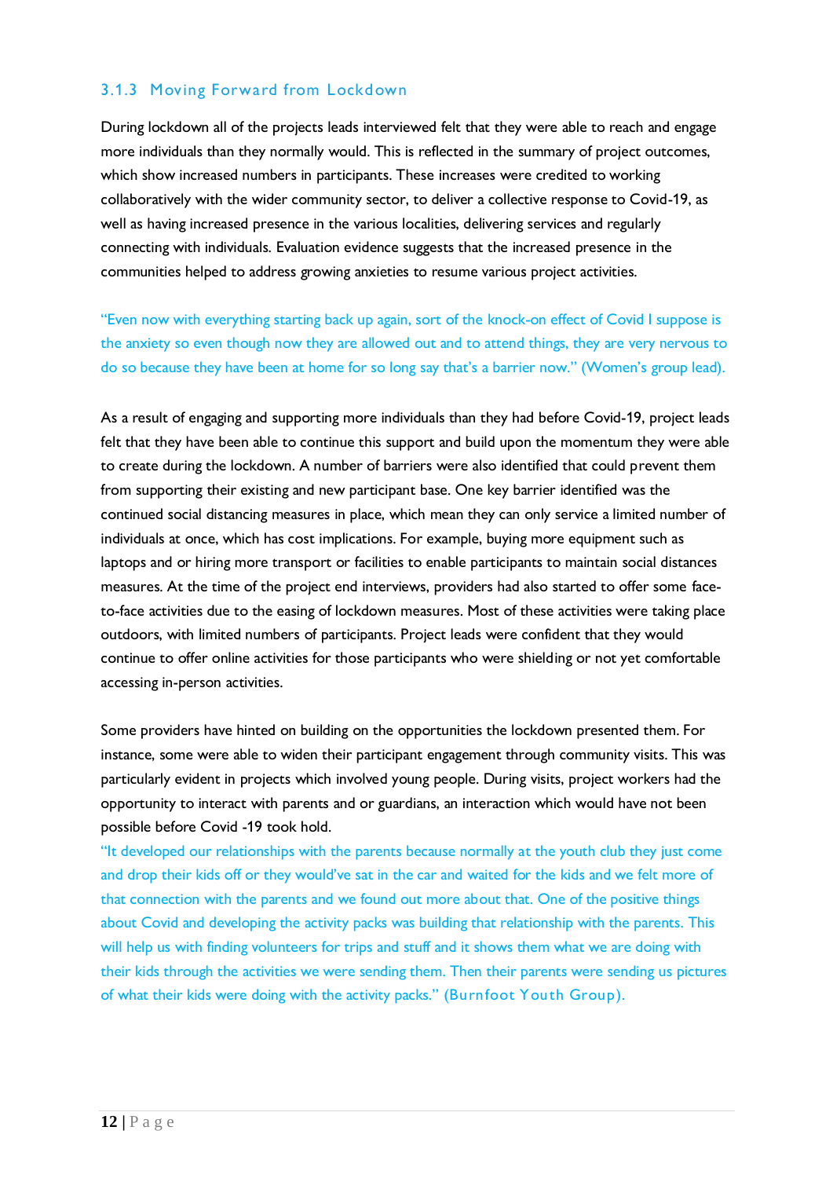### 3.1.3 Moving Forward from Lockdown

During lockdown all of the projects leads interviewed felt that they were able to reach and engage more individuals than they normally would. This is reflected in the summary of project outcomes, which show increased numbers in participants. These increases were credited to working collaboratively with the wider community sector, to deliver a collective response to Covid-19, as well as having increased presence in the various localities, delivering services and regularly connecting with individuals. Evaluation evidence suggests that the increased presence in the communities helped to address growing anxieties to resume various project activities.

"Even now with everything starting back up again, sort of the knock-on effect of Covid I suppose is the anxiety so even though now they are allowed out and to attend things, they are very nervous to do so because they have been at home for so long say that's a barrier now." (Women's group lead).

As a result of engaging and supporting more individuals than they had before Covid-19, project leads felt that they have been able to continue this support and build upon the momentum they were able to create during the lockdown. A number of barriers were also identified that could prevent them from supporting their existing and new participant base. One key barrier identified was the continued social distancing measures in place, which mean they can only service a limited number of individuals at once, which has cost implications. For example, buying more equipment such as laptops and or hiring more transport or facilities to enable participants to maintain social distances measures. At the time of the project end interviews, providers had also started to offer some face-to-face activities due to the easing of lockdown measures. Most of these activities were taking place outdoors, with limited numbers of participants. Project leads were confident that they would continue to offer online activities for those participants who were shielding or not yet comfortable accessing in-person activities.

Some providers have hinted on building on the opportunities the lockdown presented them. For instance, some were able to widen their participant engagement through community visits. This was particularly evident in projects which involved young people. During visits, project workers had the opportunity to interact with parents and or guardians, an interaction which would have not been possible before Covid -19 took hold.

"It developed our relationships with the parents because normally at the youth club they just come and drop their kids off or they would've sat in the car and waited for the kids and we felt more of that connection with the parents and we found out more about that. One of the positive things about Covid and developing the activity packs was building that relationship with the parents. This will help us with finding volunteers for trips and stuff and it shows them what we are doing with their kids through the activities we were sending them. Then their parents were sending us pictures of what their kids were doing with the activity packs." (Burnfoot Youth Group).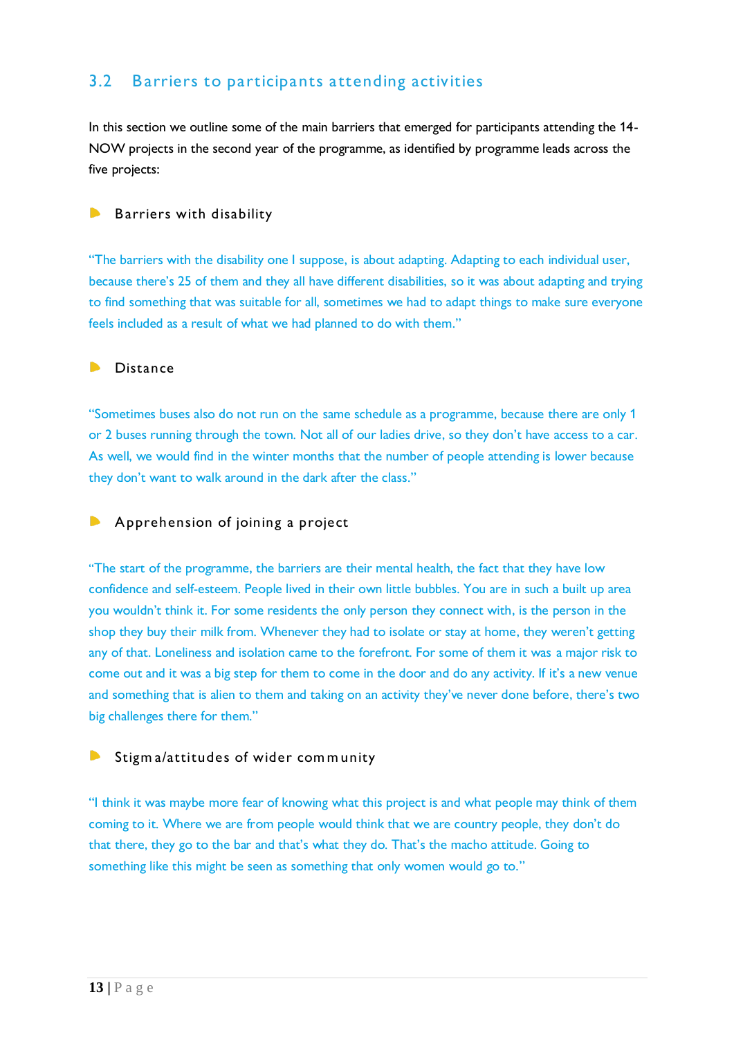## 3.2 Barriers to participants attending activities

In this section we outline some of the main barriers that emerged for participants attending the 14-NOW projects in the second year of the programme, as identified by programme leads across the five projects:

- **Barriers with disability**

"The barriers with the disability one I suppose, is about adapting. Adapting to each individual user, because there's 25 of them and they all have different disabilities, so it was about adapting and trying to find something that was suitable for all, sometimes we had to adapt things to make sure everyone feels included as a result of what we had planned to do with them."

- **Distance**

"Sometimes buses also do not run on the same schedule as a programme, because there are only 1 or 2 buses running through the town. Not all of our ladies drive, so they don't have access to a car. As well, we would find in the winter months that the number of people attending is lower because they don't want to walk around in the dark after the class."

- **Apprehension of joining a project**

"The start of the programme, the barriers are their mental health, the fact that they have low confidence and self-esteem. People lived in their own little bubbles. You are in such a built up area you wouldn't think it. For some residents the only person they connect with, is the person in the shop they buy their milk from. Whenever they had to isolate or stay at home, they weren't getting any of that. Loneliness and isolation came to the forefront. For some of them it was a major risk to come out and it was a big step for them to come in the door and do any activity. If it's a new venue and something that is alien to them and taking on an activity they've never done before, there's two big challenges there for them."

- **Stigma/attitudes of wider community**

"I think it was maybe more fear of knowing what this project is and what people may think of them coming to it. Where we are from people would think that we are country people, they don't do that there, they go to the bar and that's what they do. That's the macho attitude. Going to something like this might be seen as something that only women would go to."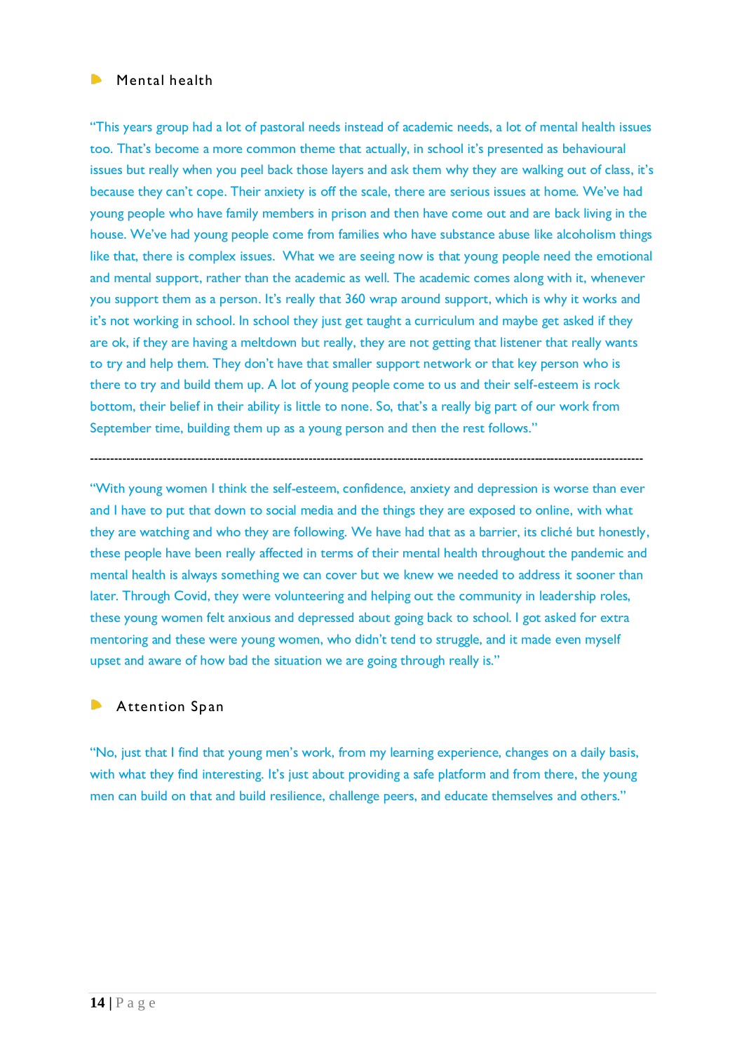## Mental health

"This years group had a lot of pastoral needs instead of academic needs, a lot of mental health issues too. That's become a more common theme that actually, in school it's presented as behavioural issues but really when you peel back those layers and ask them why they are walking out of class, it's because they can't cope. Their anxiety is off the scale, there are serious issues at home. We've had young people who have family members in prison and then have come out and are back living in the house. We've had young people come from families who have substance abuse like alcoholism things like that, there is complex issues. What we are seeing now is that young people need the emotional and mental support, rather than the academic as well. The academic comes along with it, whenever you support them as a person. It's really that 360 wrap around support, which is why it works and it's not working in school. In school they just get taught a curriculum and maybe get asked if they are ok, if they are having a meltdown but really, they are not getting that listener that really wants to try and help them. They don't have that smaller support network or that key person who is there to try and build them up. A lot of young people come to us and their self-esteem is rock bottom, their belief in their ability is little to none. So, that's a really big part of our work from September time, building them up as a young person and then the rest follows."

---

"With young women I think the self-esteem, confidence, anxiety and depression is worse than ever and I have to put that down to social media and the things they are exposed to online, with what they are watching and who they are following. We have had that as a barrier, its cliché but honestly, these people have been really affected in terms of their mental health throughout the pandemic and mental health is always something we can cover but we knew we needed to address it sooner than later. Through Covid, they were volunteering and helping out the community in leadership roles, these young women felt anxious and depressed about going back to school. I got asked for extra mentoring and these were young women, who didn't tend to struggle, and it made even myself upset and aware of how bad the situation we are going through really is."

## Attention Span

"No, just that I find that young men's work, from my learning experience, changes on a daily basis, with what they find interesting. It's just about providing a safe platform and from there, the young men can build on that and build resilience, challenge peers, and educate themselves and others."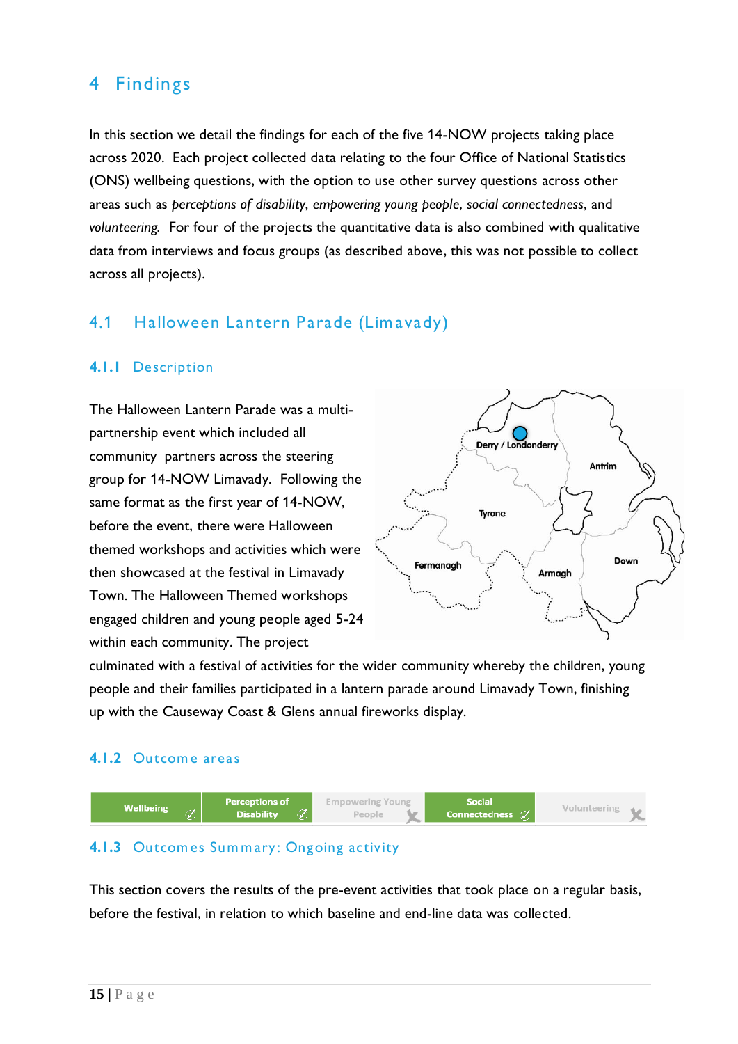# 4 Findings

In this section we detail the findings for each of the five 14-NOW projects taking place across 2020. Each project collected data relating to the four Office of National Statistics (ONS) wellbeing questions, with the option to use other survey questions across other areas such as *perceptions of disability*, *empowering young people*, *social connectedness*, and *volunteering*. For four of the projects the quantitative data is also combined with qualitative data from interviews and focus groups (as described above, this was not possible to collect across all projects).

## 4.1 Halloween Lantern Parade (Limavady)

### 4.1.1 Description

The Halloween Lantern Parade was a multi-partnership event which included all community partners across the steering group for 14-NOW Limavady. Following the same format as the first year of 14-NOW, before the event, there were Halloween themed workshops and activities which were then showcased at the festival in Limavady Town. The Halloween Themed workshops engaged children and young people aged 5-24 within each community. The project culminated with a festival of activities for the wider community whereby the children, young people and their families participated in a lantern parade around Limavady Town, finishing up with the Causeway Coast & Glens annual fireworks display.

Derry / Londonderry
Antrim
Tyrone
Fermanagh
Armagh
Down

### 4.1.2 Outcome areas

Wellbeing ✓
Perceptions of Disability ✓
Empowering Young People ✗
Social Connectedness ✓
Volunteering ✗

### 4.1.3 Outcomes Summary: Ongoing activity

This section covers the results of the pre-event activities that took place on a regular basis, before the festival, in relation to which baseline and end-line data was collected.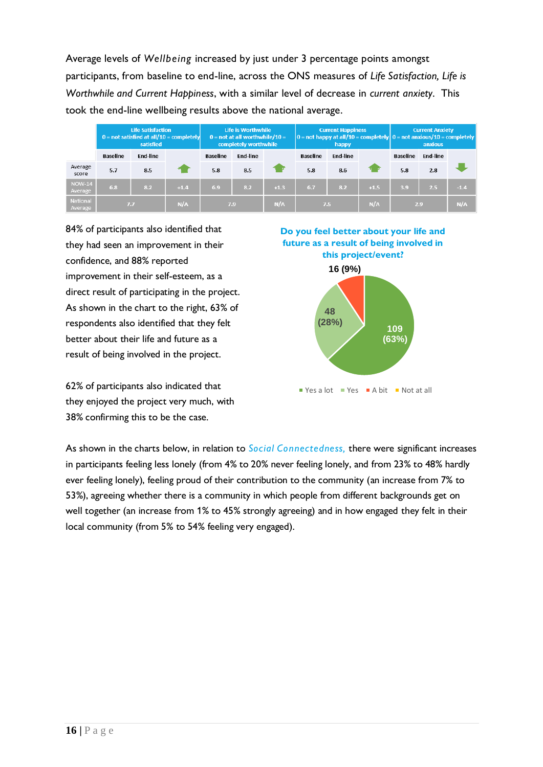Average levels of *Wellbeing* increased by just under 3 percentage points amongst participants, from baseline to end-line, across the ONS measures of *Life Satisfaction, Life is Worthwhile and Current Happiness*, with a similar level of decrease in *current anxiety*. This took the end-line wellbeing results above the national average.

| | Life Satisfaction 0 = not satisfied at all/10 = completely satisfied | | | Life is Worthwhile 0 = not at all worthwhile/10 = completely worthwhile | | | Current Happiness 0 = not happy at all/10 = completely happy | | | Current Anxiety 0 = not anxious/10 = completely anxious | | |
|---|---|---|---|---|---|---|---|---|---|---|---|---|
| | Baseline | End-line | | Baseline | End-line | | Baseline | End-line | | Baseline | End-line | |
| Average score | 5.7 | 8.5 | ↑ | 5.8 | 8.5 | ↑ | 5.8 | 8.6 | ↑ | 5.8 | 2.8 | ↓ |
| NOW-14 Average | 6.8 | 8.2 | +1.4 | 6.9 | 8.2 | +1.3 | 6.7 | 8.2 | +1.5 | 3.9 | 2.5 | -1.4 |
| National Average | 7.7 | | N/A | 7.9 | | N/A | 7.5 | | N/A | 2.9 | | N/A |

84% of participants also identified that they had seen an improvement in their confidence, and 88% reported improvement in their self-esteem, as a direct result of participating in the project. As shown in the chart to the right, 63% of respondents also identified that they felt better about their life and future as a result of being involved in the project.

62% of participants also indicated that they enjoyed the project very much, with 38% confirming this to be the case.

Do you feel better about your life and future as a result of being involved in this project/event?

16 (9%)

48 (28%)

109 (63%)

Yes a lot · Yes · A bit · Not at all

As shown in the charts below, in relation to *Social Connectedness,* there were significant increases in participants feeling less lonely (from 4% to 20% never feeling lonely, and from 23% to 48% hardly ever feeling lonely), feeling proud of their contribution to the community (an increase from 7% to 53%), agreeing whether there is a community in which people from different backgrounds get on well together (an increase from 1% to 45% strongly agreeing) and in how engaged they felt in their local community (from 5% to 54% feeling very engaged).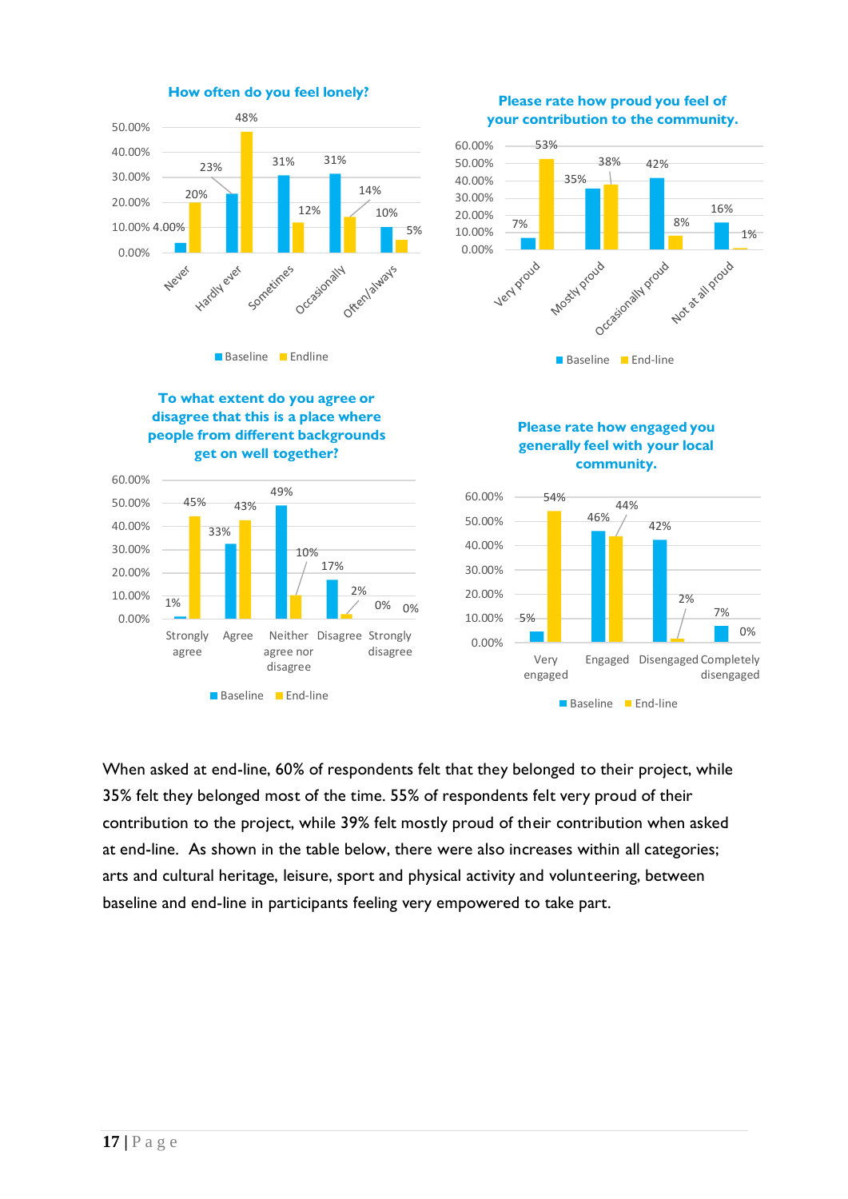How often do you feel lonely?

50.00%
40.00%
30.00%
20.00%
10.00% 4.00%
0.00%

48%
23%
20%
31%
12%
31%
14%
10%
5%

Never
Hardly ever
Sometimes
Occasionally
Often/always

Baseline Endline

Please rate how proud you feel of your contribution to the community.

60.00%
50.00%
40.00%
30.00%
20.00%
10.00%
0.00%

53%
7%
35%
38%
42%
8%
16%
1%

Very proud
Mostly proud
Occasionally proud
Not at all proud

Baseline End-line

To what extent do you agree or disagree that this is a place where people from different backgrounds get on well together?

60.00%
50.00%
40.00%
30.00%
20.00%
10.00%
0.00%

45%
1%
33%
43%
49%
10%
17%
2%
0%
0%

Strongly agree
Agree
Neither agree nor disagree
Disagree
Strongly disagree

Baseline End-line

Please rate how engaged you generally feel with your local community.

60.00%
50.00%
40.00%
30.00%
20.00%
10.00%
0.00%

54%
5%
46%
44%
42%
2%
7%
0%

Very engaged
Engaged
Disengaged
Completely disengaged

Baseline End-line

When asked at end-line, 60% of respondents felt that they belonged to their project, while 35% felt they belonged most of the time. 55% of respondents felt very proud of their contribution to the project, while 39% felt mostly proud of their contribution when asked at end-line. As shown in the table below, there were also increases within all categories; arts and cultural heritage, leisure, sport and physical activity and volunteering, between baseline and end-line in participants feeling very empowered to take part.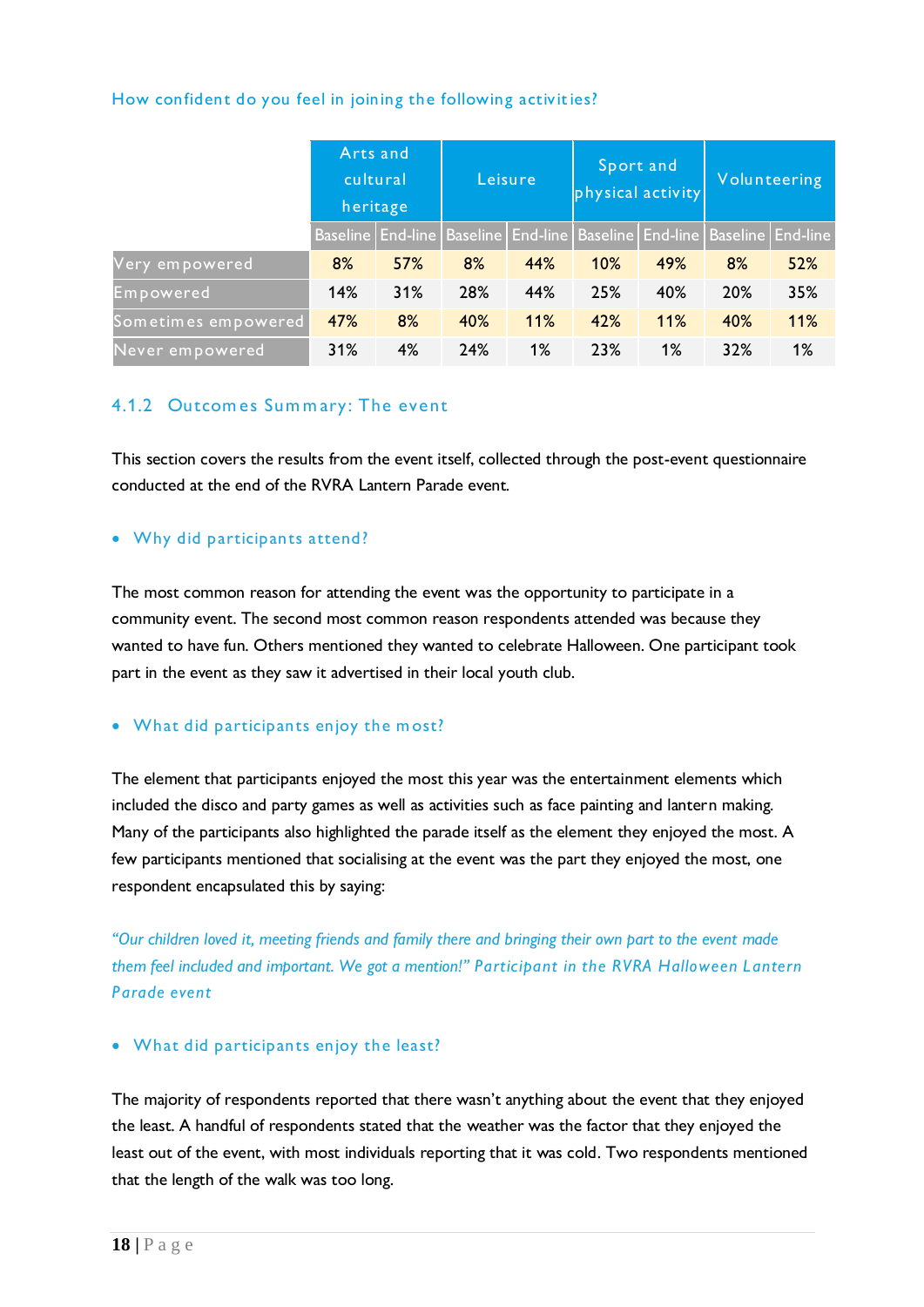How confident do you feel in joining the following activities?

| | Arts and cultural heritage | | Leisure | | Sport and physical activity | | Volunteering | |
|---|---|---|---|---|---|---|---|---|
| | Baseline | End-line | Baseline | End-line | Baseline | End-line | Baseline | End-line |
| Very empowered | 8% | 57% | 8% | 44% | 10% | 49% | 8% | 52% |
| Empowered | 14% | 31% | 28% | 44% | 25% | 40% | 20% | 35% |
| Sometimes empowered | 47% | 8% | 40% | 11% | 42% | 11% | 40% | 11% |
| Never empowered | 31% | 4% | 24% | 1% | 23% | 1% | 32% | 1% |

### 4.1.2 Outcomes Summary: The event

This section covers the results from the event itself, collected through the post-event questionnaire conducted at the end of the RVRA Lantern Parade event.

- Why did participants attend?

The most common reason for attending the event was the opportunity to participate in a community event. The second most common reason respondents attended was because they wanted to have fun. Others mentioned they wanted to celebrate Halloween. One participant took part in the event as they saw it advertised in their local youth club.

- What did participants enjoy the most?

The element that participants enjoyed the most this year was the entertainment elements which included the disco and party games as well as activities such as face painting and lantern making. Many of the participants also highlighted the parade itself as the element they enjoyed the most. A few participants mentioned that socialising at the event was the part they enjoyed the most, one respondent encapsulated this by saying:

*"Our children loved it, meeting friends and family there and bringing their own part to the event made them feel included and important. We got a mention!"* Participant in the RVRA Halloween Lantern Parade event

- What did participants enjoy the least?

The majority of respondents reported that there wasn't anything about the event that they enjoyed the least. A handful of respondents stated that the weather was the factor that they enjoyed the least out of the event, with most individuals reporting that it was cold. Two respondents mentioned that the length of the walk was too long.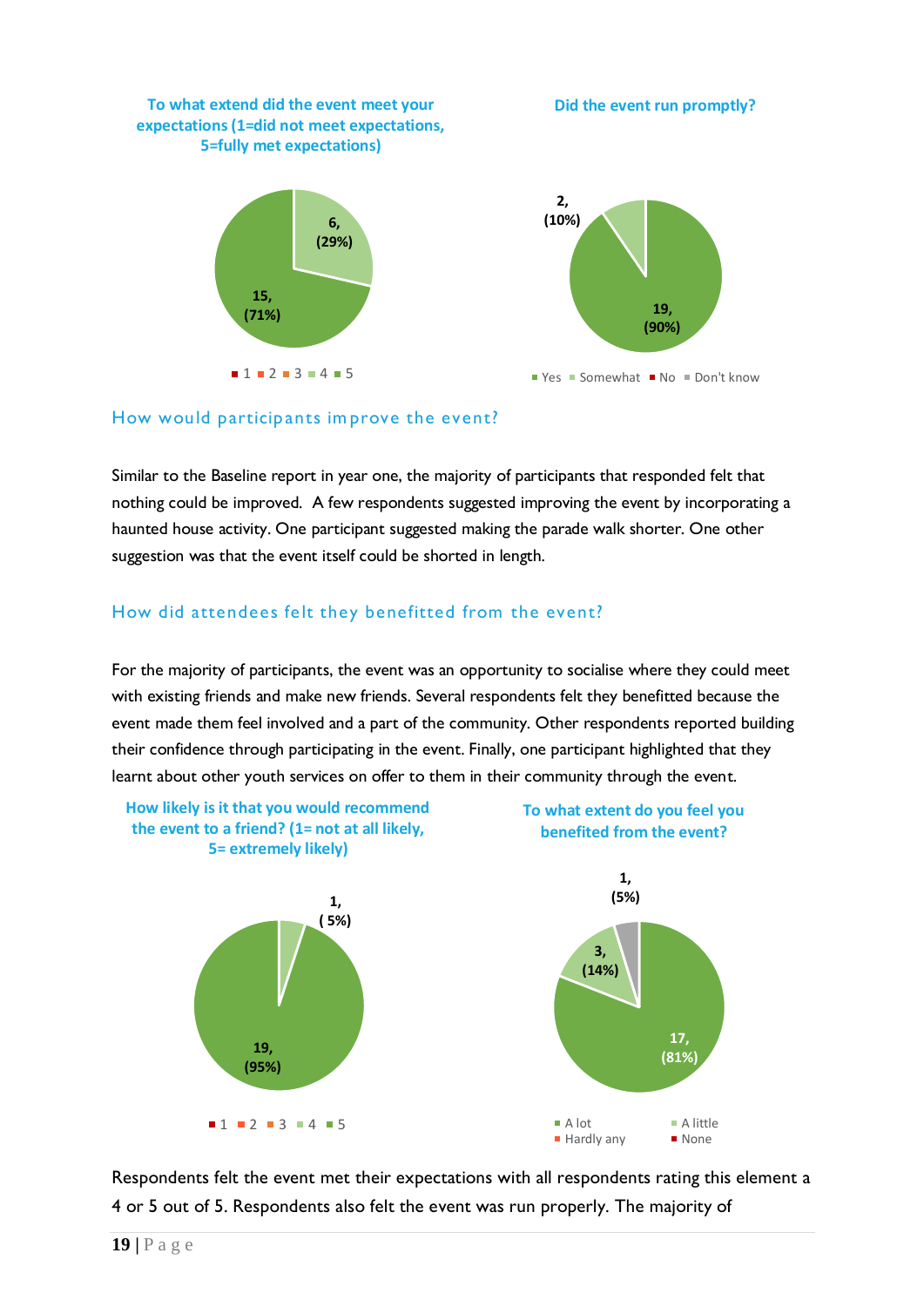To what extend did the event meet your expectations (1=did not meet expectations, 5=fully met expectations)

6, (29%)

15, (71%)

1 2 3 4 5

Did the event run promptly?

2, (10%)

19, (90%)

Yes Somewhat No Don't know

## How would participants improve the event?

Similar to the Baseline report in year one, the majority of participants that responded felt that nothing could be improved. A few respondents suggested improving the event by incorporating a haunted house activity. One participant suggested making the parade walk shorter. One other suggestion was that the event itself could be shorted in length.

## How did attendees felt they benefitted from the event?

For the majority of participants, the event was an opportunity to socialise where they could meet with existing friends and make new friends. Several respondents felt they benefitted because the event made them feel involved and a part of the community. Other respondents reported building their confidence through participating in the event. Finally, one participant highlighted that they learnt about other youth services on offer to them in their community through the event.

How likely is it that you would recommend the event to a friend? (1= not at all likely, 5= extremely likely)

1, ( 5%)

19, (95%)

1 2 3 4 5

To what extent do you feel you benefited from the event?

1, (5%)

3, (14%)

17, (81%)

A lot A little Hardly any None

Respondents felt the event met their expectations with all respondents rating this element a 4 or 5 out of 5. Respondents also felt the event was run properly. The majority of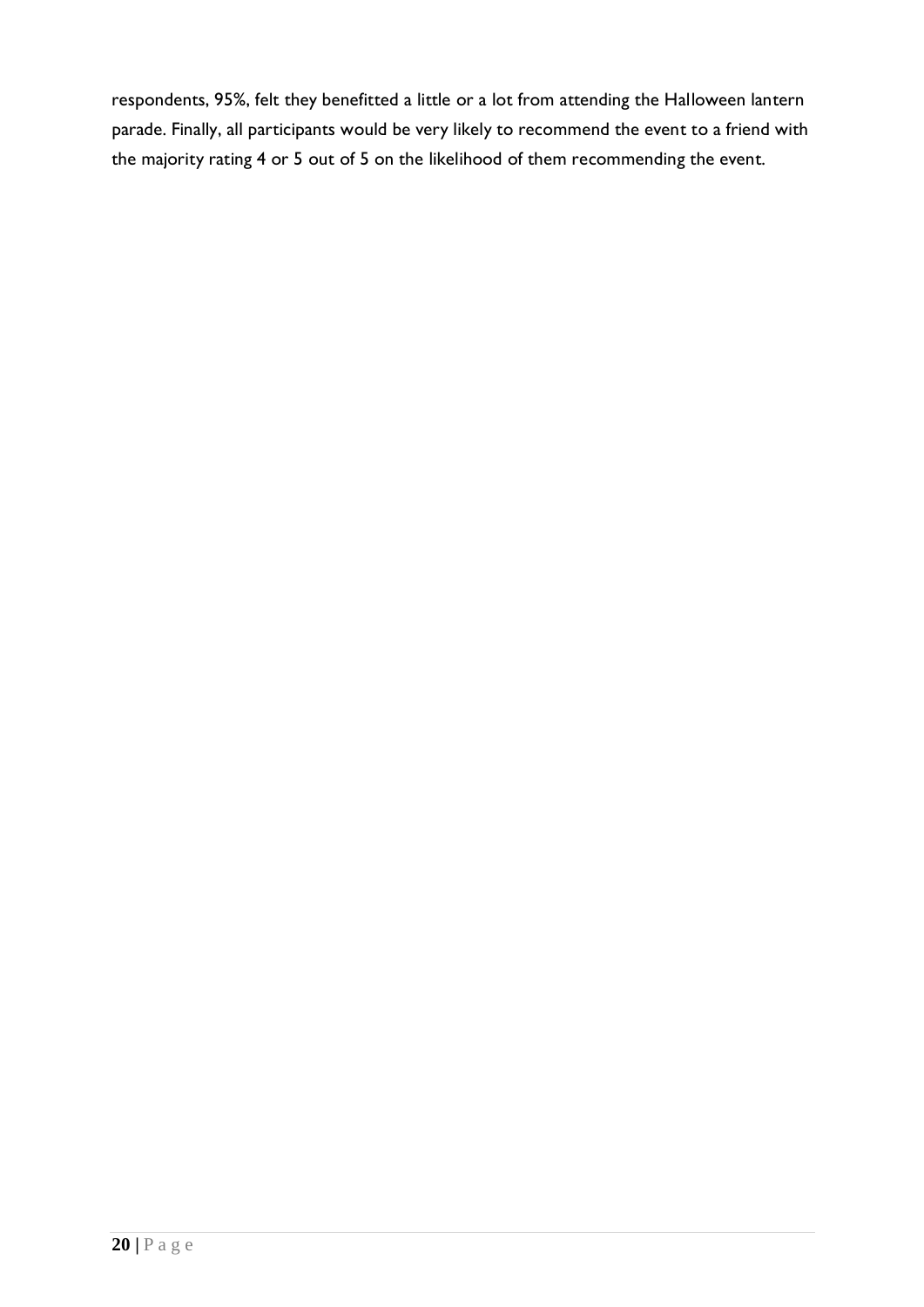respondents, 95%, felt they benefitted a little or a lot from attending the Halloween lantern parade. Finally, all participants would be very likely to recommend the event to a friend with the majority rating 4 or 5 out of 5 on the likelihood of them recommending the event.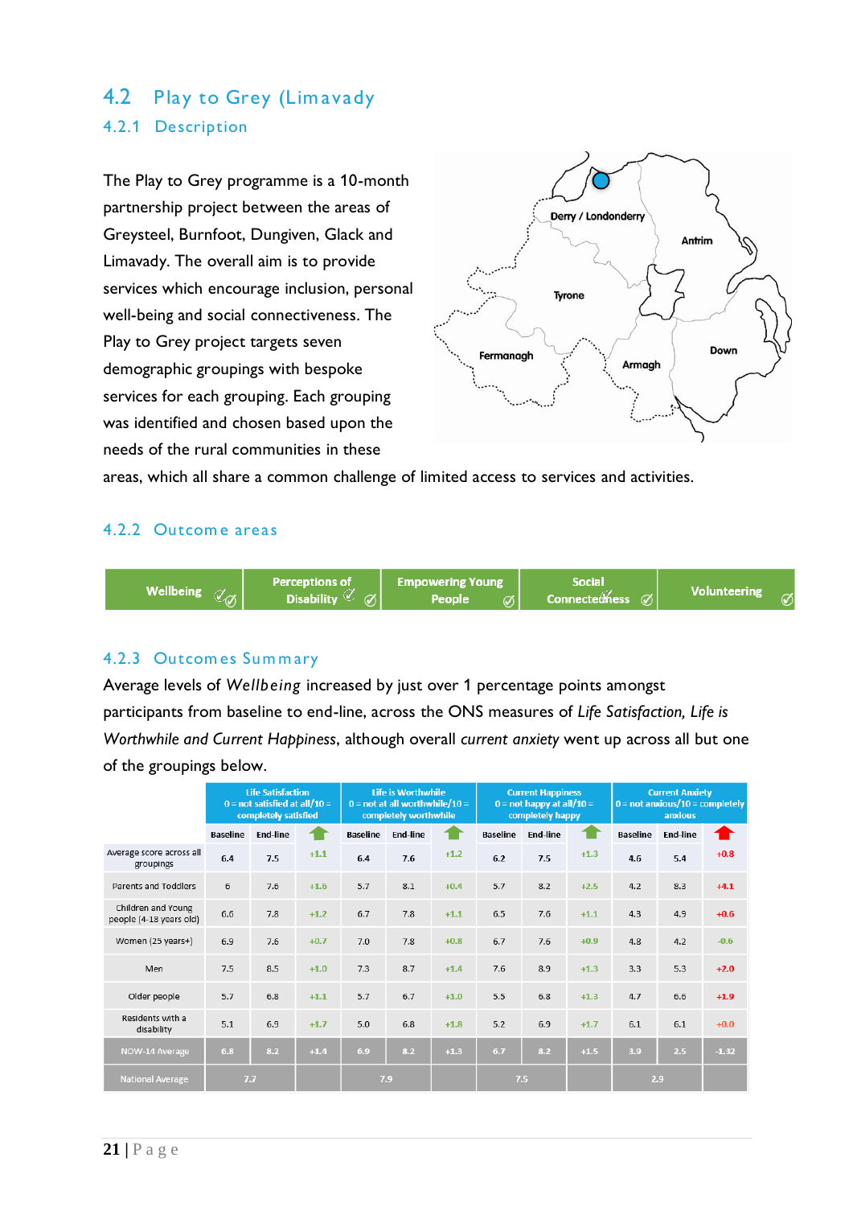## 4.2 Play to Grey (Limavady

### 4.2.1 Description

The Play to Grey programme is a 10-month partnership project between the areas of Greysteel, Burnfoot, Dungiven, Glack and Limavady. The overall aim is to provide services which encourage inclusion, personal well-being and social connectiveness. The Play to Grey project targets seven demographic groupings with bespoke services for each grouping. Each grouping was identified and chosen based upon the needs of the rural communities in these areas, which all share a common challenge of limited access to services and activities.

Derry / Londonderry
Antrim
Tyrone
Fermanagh
Armagh
Down

### 4.2.2 Outcome areas

| Wellbeing | Perceptions of Disability | Empowering Young People | Social Connectedness | Volunteering |
|---|---|---|---|---|

### 4.2.3 Outcomes Summary

Average levels of *Wellbeing* increased by just over 1 percentage points amongst participants from baseline to end-line, across the ONS measures of *Life Satisfaction, Life is Worthwhile and Current Happiness*, although overall *current anxiety* went up across all but one of the groupings below.

| | Life Satisfaction 0 = not satisfied at all/10 = completely satisfied | | | Life is Worthwhile 0 = not at all worthwhile/10 = completely worthwhile | | | Current Happiness 0 = not happy at all/10 = completely happy | | | Current Anxiety 0 = not anxious/10 = completely anxious | | |
|---|---|---|---|---|---|---|---|---|---|---|---|---|
| | Baseline | End-line | ↑ | Baseline | End-line | ↑ | Baseline | End-line | ↑ | Baseline | End-line | ↑ |
| Average score across all groupings | 6.4 | 7.5 | +1.1 | 6.4 | 7.6 | +1.2 | 6.2 | 7.5 | +1.3 | 4.6 | 5.4 | +0.8 |
| Parents and Toddlers | 6 | 7.6 | +1.6 | 5.7 | 8.1 | +0.4 | 5.7 | 8.2 | +2.5 | 4.2 | 8.3 | +4.1 |
| Children and Young people (4-18 years old) | 6.6 | 7.8 | +1.2 | 6.7 | 7.8 | +1.1 | 6.5 | 7.6 | +1.1 | 4.3 | 4.9 | +0.6 |
| Women (25 years+) | 6.9 | 7.6 | +0.7 | 7.0 | 7.8 | +0.8 | 6.7 | 7.6 | +0.9 | 4.8 | 4.2 | -0.6 |
| Men | 7.5 | 8.5 | +1.0 | 7.3 | 8.7 | +1.4 | 7.6 | 8.9 | +1.3 | 3.3 | 5.3 | +2.0 |
| Older people | 5.7 | 6.8 | +1.1 | 5.7 | 6.7 | +1.0 | 5.5 | 6.8 | +1.3 | 4.7 | 6.6 | +1.9 |
| Residents with a disability | 5.1 | 6.9 | +1.7 | 5.0 | 6.8 | +1.8 | 5.2 | 6.9 | +1.7 | 6.1 | 6.1 | +0.0 |
| NOW-14 Average | 6.8 | 8.2 | +1.4 | 6.9 | 8.2 | +1.3 | 6.7 | 8.2 | +1.5 | 3.9 | 2.5 | -1.32 |
| National Average | 7.7 | | | 7.9 | | | 7.5 | | | 2.9 | | |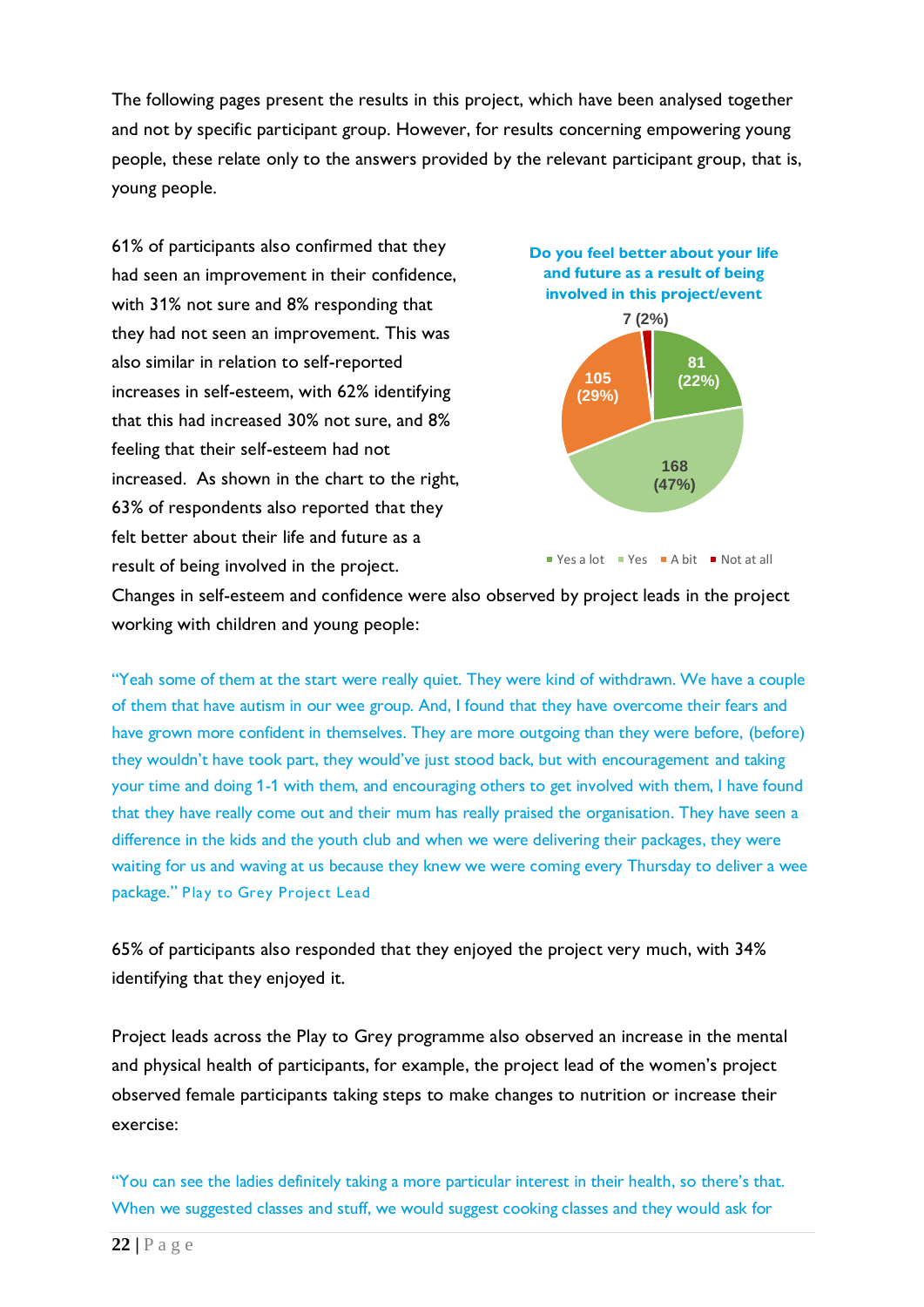The following pages present the results in this project, which have been analysed together and not by specific participant group. However, for results concerning empowering young people, these relate only to the answers provided by the relevant participant group, that is, young people.

61% of participants also confirmed that they had seen an improvement in their confidence, with 31% not sure and 8% responding that they had not seen an improvement. This was also similar in relation to self-reported increases in self-esteem, with 62% identifying that this had increased 30% not sure, and 8% feeling that their self-esteem had not increased. As shown in the chart to the right, 63% of respondents also reported that they felt better about their life and future as a result of being involved in the project.

**Do you feel better about your life and future as a result of being involved in this project/event**

7 (2%)

81 (22%)

105 (29%)

168 (47%)

Yes a lot
Yes
A bit
Not at all

Changes in self-esteem and confidence were also observed by project leads in the project working with children and young people:

"Yeah some of them at the start were really quiet. They were kind of withdrawn. We have a couple of them that have autism in our wee group. And, I found that they have overcome their fears and have grown more confident in themselves. They are more outgoing than they were before, (before) they wouldn't have took part, they would've just stood back, but with encouragement and taking your time and doing 1-1 with them, and encouraging others to get involved with them, I have found that they have really come out and their mum has really praised the organisation. They have seen a difference in the kids and the youth club and when we were delivering their packages, they were waiting for us and waving at us because they knew we were coming every Thursday to deliver a wee package." Play to Grey Project Lead

65% of participants also responded that they enjoyed the project very much, with 34% identifying that they enjoyed it.

Project leads across the Play to Grey programme also observed an increase in the mental and physical health of participants, for example, the project lead of the women's project observed female participants taking steps to make changes to nutrition or increase their exercise:

"You can see the ladies definitely taking a more particular interest in their health, so there's that. When we suggested classes and stuff, we would suggest cooking classes and they would ask for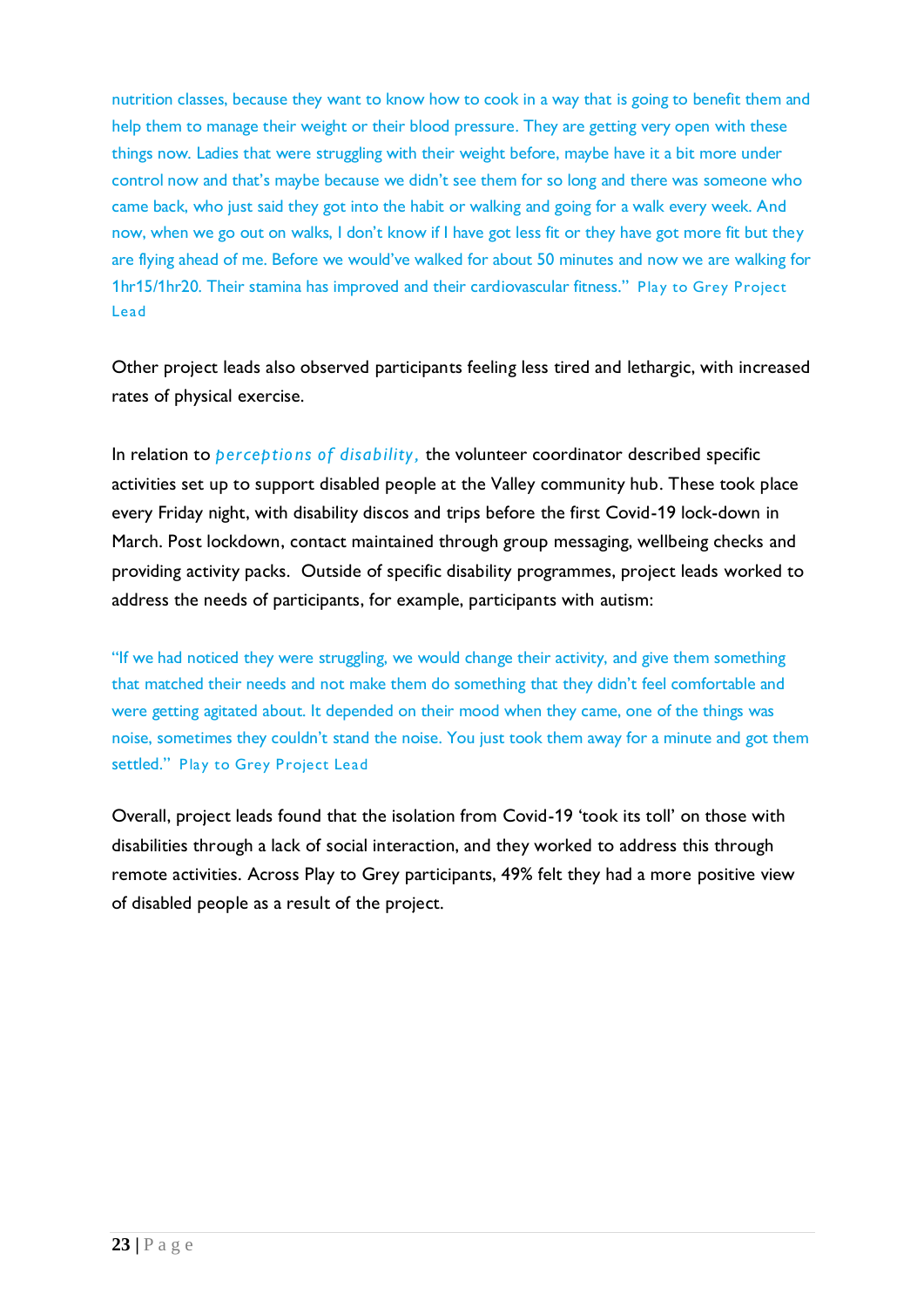nutrition classes, because they want to know how to cook in a way that is going to benefit them and help them to manage their weight or their blood pressure. They are getting very open with these things now. Ladies that were struggling with their weight before, maybe have it a bit more under control now and that's maybe because we didn't see them for so long and there was someone who came back, who just said they got into the habit or walking and going for a walk every week. And now, when we go out on walks, I don't know if I have got less fit or they have got more fit but they are flying ahead of me. Before we would've walked for about 50 minutes and now we are walking for 1hr15/1hr20. Their stamina has improved and their cardiovascular fitness." Play to Grey Project Lead

Other project leads also observed participants feeling less tired and lethargic, with increased rates of physical exercise.

In relation to *perceptions of disability,* the volunteer coordinator described specific activities set up to support disabled people at the Valley community hub. These took place every Friday night, with disability discos and trips before the first Covid-19 lock-down in March. Post lockdown, contact maintained through group messaging, wellbeing checks and providing activity packs. Outside of specific disability programmes, project leads worked to address the needs of participants, for example, participants with autism:

"If we had noticed they were struggling, we would change their activity, and give them something that matched their needs and not make them do something that they didn't feel comfortable and were getting agitated about. It depended on their mood when they came, one of the things was noise, sometimes they couldn't stand the noise. You just took them away for a minute and got them settled." Play to Grey Project Lead

Overall, project leads found that the isolation from Covid-19 'took its toll' on those with disabilities through a lack of social interaction, and they worked to address this through remote activities. Across Play to Grey participants, 49% felt they had a more positive view of disabled people as a result of the project.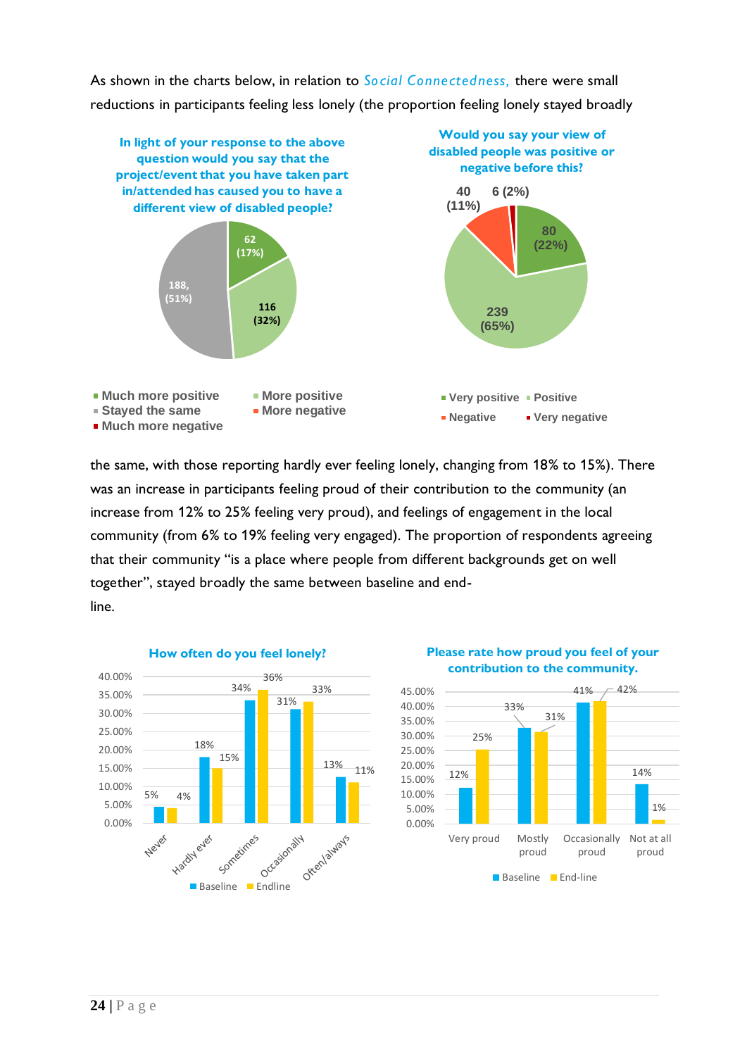As shown in the charts below, in relation to *Social Connectedness,* there were small reductions in participants feeling less lonely (the proportion feeling lonely stayed broadly

**In light of your response to the above question would you say that the project/event that you have taken part in/attended has caused you to have a different view of disabled people?**

62 (17%)
116 (32%)
188, (51%)

Much more positive
More positive
Stayed the same
More negative
Much more negative

**Would you say your view of disabled people was positive or negative before this?**

40 (11%)
6 (2%)
80 (22%)
239 (65%)

Very positive
Positive
Negative
Very negative

the same, with those reporting hardly ever feeling lonely, changing from 18% to 15%). There was an increase in participants feeling proud of their contribution to the community (an increase from 12% to 25% feeling very proud), and feelings of engagement in the local community (from 6% to 19% feeling very engaged). The proportion of respondents agreeing that their community "is a place where people from different backgrounds get on well together", stayed broadly the same between baseline and end-line.

**How often do you feel lonely?**

40.00%
35.00%
30.00%
25.00%
20.00%
15.00%
10.00%
5.00%
0.00%

5% 4%
18% 15%
34% 36%
31% 33%
13% 11%

Never
Hardly ever
Sometimes
Occasionally
Often/always

Baseline
Endline

**Please rate how proud you feel of your contribution to the community.**

45.00%
40.00%
35.00%
30.00%
25.00%
20.00%
15.00%
10.00%
5.00%
0.00%

12% 25%
33% 31%
41% 42%
14% 1%

Very proud
Mostly proud
Occasionally proud
Not at all proud

Baseline
End-line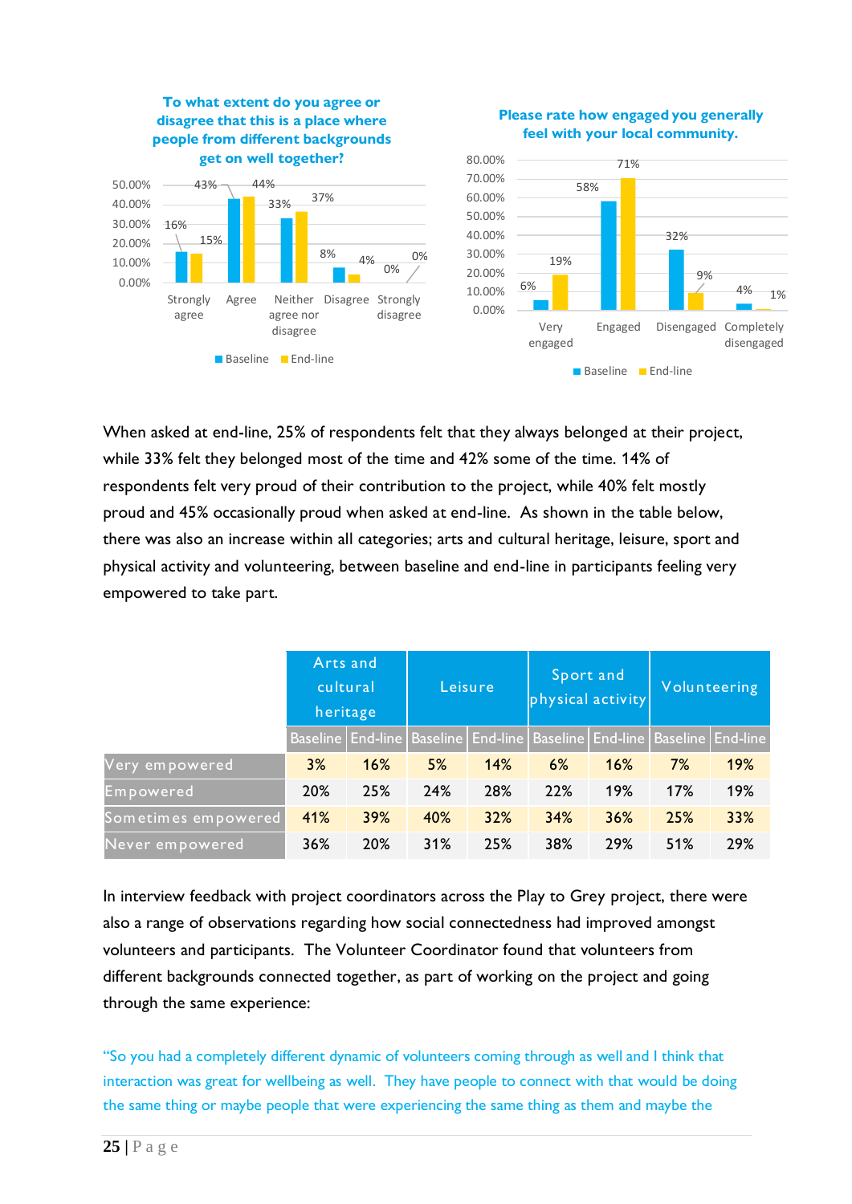**To what extent do you agree or disagree that this is a place where people from different backgrounds get on well together?**

50.00%
40.00%
30.00%
20.00%
10.00%
0.00%

16% 15% 43% 44% 33% 37% 8% 4% 0% 0%

Strongly agree
Agree
Neither agree nor disagree
Disagree
Strongly disagree

Baseline End-line

**Please rate how engaged you generally feel with your local community.**

80.00%
70.00%
60.00%
50.00%
40.00%
30.00%
20.00%
10.00%
0.00%

6% 19% 58% 71% 32% 9% 4% 1%

Very engaged
Engaged
Disengaged
Completely disengaged

Baseline End-line

When asked at end-line, 25% of respondents felt that they always belonged at their project, while 33% felt they belonged most of the time and 42% some of the time. 14% of respondents felt very proud of their contribution to the project, while 40% felt mostly proud and 45% occasionally proud when asked at end-line. As shown in the table below, there was also an increase within all categories; arts and cultural heritage, leisure, sport and physical activity and volunteering, between baseline and end-line in participants feeling very empowered to take part.

| | Arts and cultural heritage | | Leisure | | Sport and physical activity | | Volunteering | |
|---|---|---|---|---|---|---|---|---|
| | Baseline | End-line | Baseline | End-line | Baseline | End-line | Baseline | End-line |
| Very empowered | 3% | 16% | 5% | 14% | 6% | 16% | 7% | 19% |
| Empowered | 20% | 25% | 24% | 28% | 22% | 19% | 17% | 19% |
| Sometimes empowered | 41% | 39% | 40% | 32% | 34% | 36% | 25% | 33% |
| Never empowered | 36% | 20% | 31% | 25% | 38% | 29% | 51% | 29% |

In interview feedback with project coordinators across the Play to Grey project, there were also a range of observations regarding how social connectedness had improved amongst volunteers and participants. The Volunteer Coordinator found that volunteers from different backgrounds connected together, as part of working on the project and going through the same experience:

"So you had a completely different dynamic of volunteers coming through as well and I think that interaction was great for wellbeing as well. They have people to connect with that would be doing the same thing or maybe people that were experiencing the same thing as them and maybe the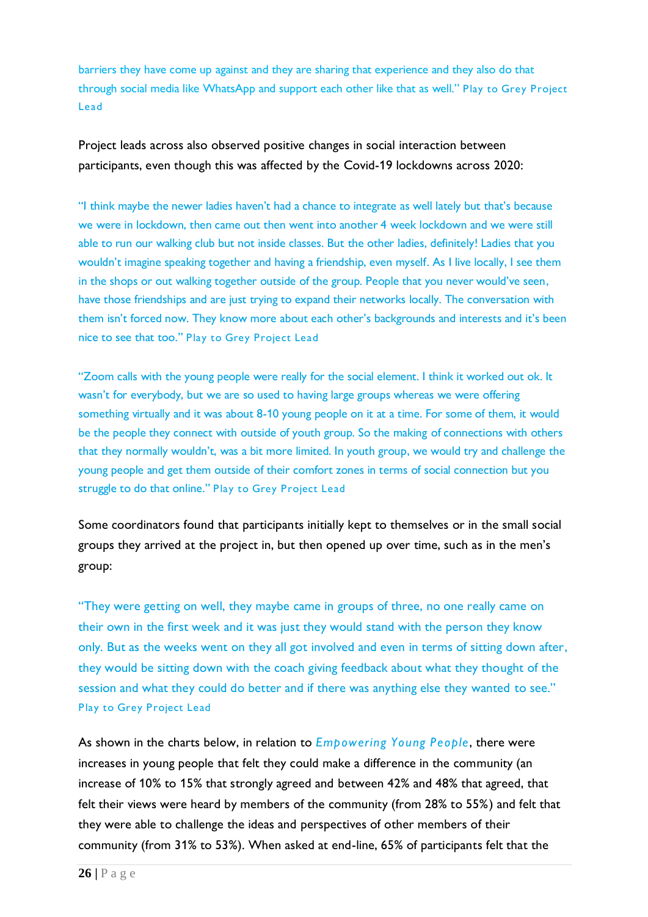barriers they have come up against and they are sharing that experience and they also do that through social media like WhatsApp and support each other like that as well." Play to Grey Project Lead

Project leads across also observed positive changes in social interaction between participants, even though this was affected by the Covid-19 lockdowns across 2020:

"I think maybe the newer ladies haven't had a chance to integrate as well lately but that's because we were in lockdown, then came out then went into another 4 week lockdown and we were still able to run our walking club but not inside classes. But the other ladies, definitely! Ladies that you wouldn't imagine speaking together and having a friendship, even myself. As I live locally, I see them in the shops or out walking together outside of the group. People that you never would've seen, have those friendships and are just trying to expand their networks locally. The conversation with them isn't forced now. They know more about each other's backgrounds and interests and it's been nice to see that too." Play to Grey Project Lead

"Zoom calls with the young people were really for the social element. I think it worked out ok. It wasn't for everybody, but we are so used to having large groups whereas we were offering something virtually and it was about 8-10 young people on it at a time. For some of them, it would be the people they connect with outside of youth group. So the making of connections with others that they normally wouldn't, was a bit more limited. In youth group, we would try and challenge the young people and get them outside of their comfort zones in terms of social connection but you struggle to do that online." Play to Grey Project Lead

Some coordinators found that participants initially kept to themselves or in the small social groups they arrived at the project in, but then opened up over time, such as in the men's group:

"They were getting on well, they maybe came in groups of three, no one really came on their own in the first week and it was just they would stand with the person they know only. But as the weeks went on they all got involved and even in terms of sitting down after, they would be sitting down with the coach giving feedback about what they thought of the session and what they could do better and if there was anything else they wanted to see." Play to Grey Project Lead

As shown in the charts below, in relation to *Empowering Young People*, there were increases in young people that felt they could make a difference in the community (an increase of 10% to 15% that strongly agreed and between 42% and 48% that agreed, that felt their views were heard by members of the community (from 28% to 55%) and felt that they were able to challenge the ideas and perspectives of other members of their community (from 31% to 53%). When asked at end-line, 65% of participants felt that the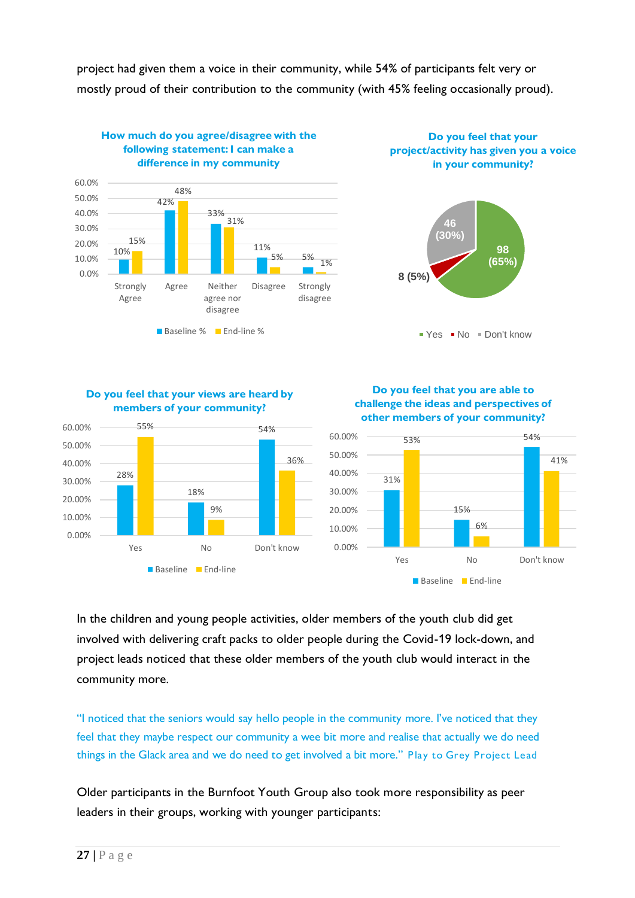project had given them a voice in their community, while 54% of participants felt very or mostly proud of their contribution to the community (with 45% feeling occasionally proud).

**How much do you agree/disagree with the following statement: I can make a difference in my community**

60.0%
50.0%
40.0%
30.0%
20.0%
10.0%
0.0%

Strongly Agree: 10%, 15%
Agree: 42%, 48%
Neither agree nor disagree: 33%, 31%
Disagree: 11%, 5%
Strongly disagree: 5%, 1%

Baseline % End-line %

**Do you feel that your project/activity has given you a voice in your community?**

98 (65%)
8 (5%)
46 (30%)

Yes No Don't know

**Do you feel that your views are heard by members of your community?**

60.00%
50.00%
40.00%
30.00%
20.00%
10.00%
0.00%

Yes: 28%, 55%
No: 18%, 9%
Don't know: 54%, 36%

Baseline End-line

**Do you feel that you are able to challenge the ideas and perspectives of other members of your community?**

60.00%
50.00%
40.00%
30.00%
20.00%
10.00%
0.00%

Yes: 31%, 53%
No: 15%, 6%
Don't know: 54%, 41%

Baseline End-line

In the children and young people activities, older members of the youth club did get involved with delivering craft packs to older people during the Covid-19 lock-down, and project leads noticed that these older members of the youth club would interact in the community more.

"I noticed that the seniors would say hello people in the community more. I've noticed that they feel that they maybe respect our community a wee bit more and realise that actually we do need things in the Glack area and we do need to get involved a bit more." Play to Grey Project Lead

Older participants in the Burnfoot Youth Group also took more responsibility as peer leaders in their groups, working with younger participants: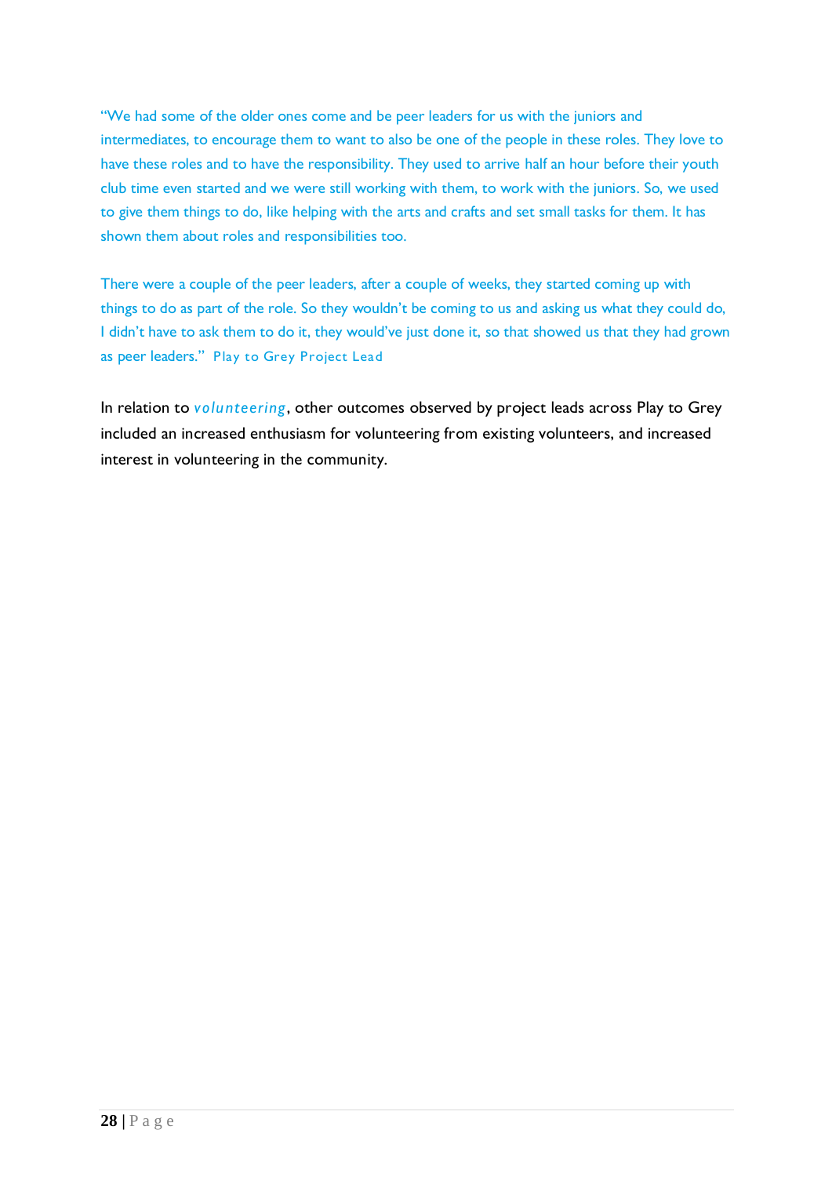"We had some of the older ones come and be peer leaders for us with the juniors and intermediates, to encourage them to want to also be one of the people in these roles. They love to have these roles and to have the responsibility. They used to arrive half an hour before their youth club time even started and we were still working with them, to work with the juniors. So, we used to give them things to do, like helping with the arts and crafts and set small tasks for them. It has shown them about roles and responsibilities too.

There were a couple of the peer leaders, after a couple of weeks, they started coming up with things to do as part of the role. So they wouldn't be coming to us and asking us what they could do, I didn't have to ask them to do it, they would've just done it, so that showed us that they had grown as peer leaders." Play to Grey Project Lead

In relation to *volunteering*, other outcomes observed by project leads across Play to Grey included an increased enthusiasm for volunteering from existing volunteers, and increased interest in volunteering in the community.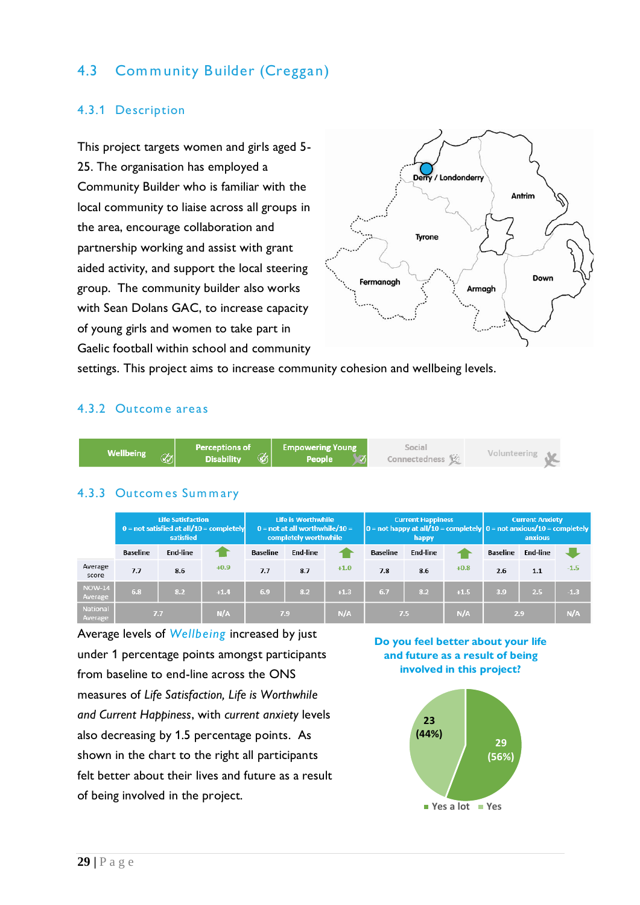## 4.3 Community Builder (Creggan)

### 4.3.1 Description

This project targets women and girls aged 5-25. The organisation has employed a Community Builder who is familiar with the local community to liaise across all groups in the area, encourage collaboration and partnership working and assist with grant aided activity, and support the local steering group. The community builder also works with Sean Dolans GAC, to increase capacity of young girls and women to take part in Gaelic football within school and community settings. This project aims to increase community cohesion and wellbeing levels.

Derry / Londonderry
Antrim
Tyrone
Fermanagh
Armagh
Down

### 4.3.2 Outcome areas

Wellbeing | Perceptions of Disability | Empowering Young People | Social Connectedness | Volunteering

### 4.3.3 Outcomes Summary

| | Life Satisfaction 0 = not satisfied at all/10 = completely satisfied | | | Life is Worthwhile 0 = not at all worthwhile/10 = completely worthwhile | | | Current Happiness 0 = not happy at all/10 = completely happy | | | Current Anxiety 0 = not anxious/10 = completely anxious | | |
|---|---|---|---|---|---|---|---|---|---|---|---|---|
| | Baseline | End-line | | Baseline | End-line | | Baseline | End-line | | Baseline | End-line | |
| Average score | 7.7 | 8.6 | +0.9 | 7.7 | 8.7 | +1.0 | 7.8 | 8.6 | +0.8 | 2.6 | 1.1 | -1.5 |
| NOW-14 Average | 6.8 | 8.2 | +1.4 | 6.9 | 8.2 | +1.3 | 6.7 | 8.2 | +1.5 | 3.9 | 2.5 | -1.3 |
| National Average | 7.7 | | N/A | 7.9 | | N/A | 7.5 | | N/A | 2.9 | | N/A |

Average levels of *Wellbeing* increased by just under 1 percentage points amongst participants from baseline to end-line across the ONS measures of *Life Satisfaction, Life is Worthwhile and Current Happiness*, with *current anxiety* levels also decreasing by 1.5 percentage points. As shown in the chart to the right all participants felt better about their lives and future as a result of being involved in the project.

**Do you feel better about your life and future as a result of being involved in this project?**

23 (44%)
29 (56%)
Yes a lot
Yes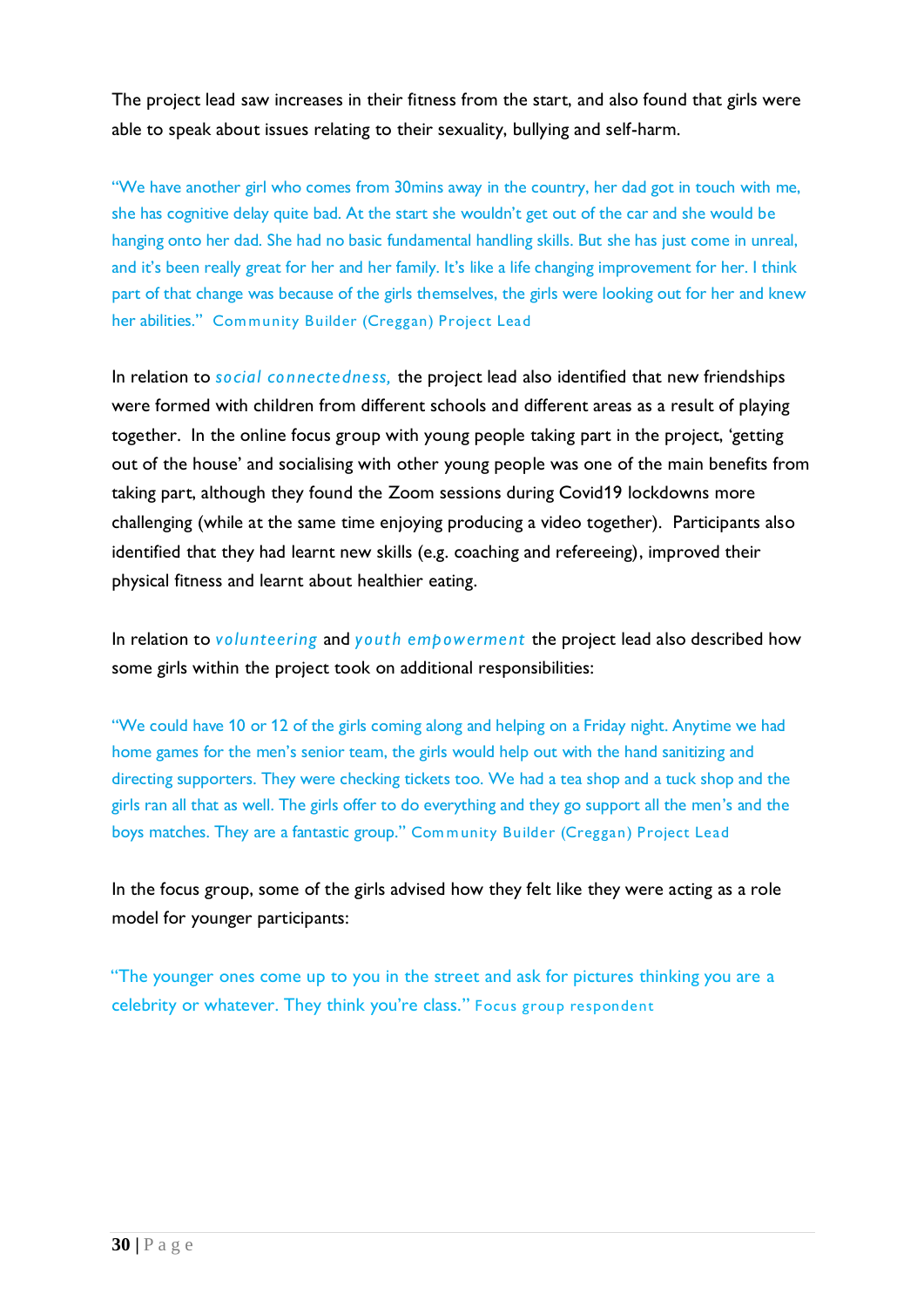The project lead saw increases in their fitness from the start, and also found that girls were able to speak about issues relating to their sexuality, bullying and self-harm.

"We have another girl who comes from 30mins away in the country, her dad got in touch with me, she has cognitive delay quite bad. At the start she wouldn't get out of the car and she would be hanging onto her dad. She had no basic fundamental handling skills. But she has just come in unreal, and it's been really great for her and her family. It's like a life changing improvement for her. I think part of that change was because of the girls themselves, the girls were looking out for her and knew her abilities." Community Builder (Creggan) Project Lead

In relation to *social connectedness,* the project lead also identified that new friendships were formed with children from different schools and different areas as a result of playing together. In the online focus group with young people taking part in the project, 'getting out of the house' and socialising with other young people was one of the main benefits from taking part, although they found the Zoom sessions during Covid19 lockdowns more challenging (while at the same time enjoying producing a video together). Participants also identified that they had learnt new skills (e.g. coaching and refereeing), improved their physical fitness and learnt about healthier eating.

In relation to *volunteering* and *youth empowerment* the project lead also described how some girls within the project took on additional responsibilities:

"We could have 10 or 12 of the girls coming along and helping on a Friday night. Anytime we had home games for the men's senior team, the girls would help out with the hand sanitizing and directing supporters. They were checking tickets too. We had a tea shop and a tuck shop and the girls ran all that as well. The girls offer to do everything and they go support all the men's and the boys matches. They are a fantastic group." Community Builder (Creggan) Project Lead

In the focus group, some of the girls advised how they felt like they were acting as a role model for younger participants:

"The younger ones come up to you in the street and ask for pictures thinking you are a celebrity or whatever. They think you're class." Focus group respondent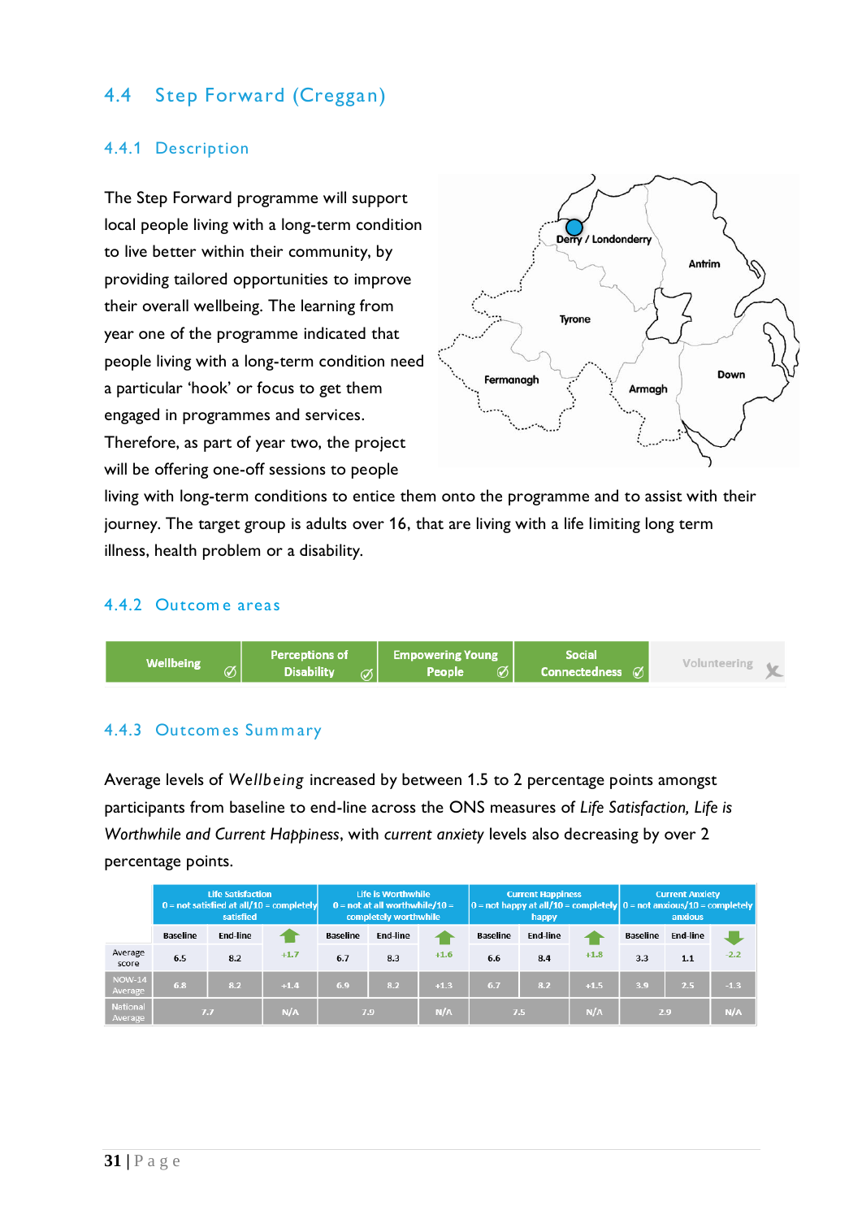## 4.4 Step Forward (Creggan)

### 4.4.1 Description

The Step Forward programme will support local people living with a long-term condition to live better within their community, by providing tailored opportunities to improve their overall wellbeing. The learning from year one of the programme indicated that people living with a long-term condition need a particular 'hook' or focus to get them engaged in programmes and services. Therefore, as part of year two, the project will be offering one-off sessions to people living with long-term conditions to entice them onto the programme and to assist with their journey. The target group is adults over 16, that are living with a life limiting long term illness, health problem or a disability.

Derry / Londonderry
Antrim
Tyrone
Fermanagh
Armagh
Down

### 4.4.2 Outcome areas

| Wellbeing | Perceptions of Disability | Empowering Young People | Social Connectedness | Volunteering |
|---|---|---|---|---|
| ✓ | ✓ | ✓ | ✓ | ✗ |

### 4.4.3 Outcomes Summary

Average levels of *Wellbeing* increased by between 1.5 to 2 percentage points amongst participants from baseline to end-line across the ONS measures of *Life Satisfaction, Life is Worthwhile and Current Happiness*, with *current anxiety* levels also decreasing by over 2 percentage points.

| | Life Satisfaction 0 = not satisfied at all/10 = completely satisfied | | | Life is Worthwhile 0 = not at all worthwhile/10 = completely worthwhile | | | Current Happiness 0 = not happy at all/10 = completely happy | | | Current Anxiety 0 = not anxious/10 = completely anxious | | |
|---|---|---|---|---|---|---|---|---|---|---|---|---|
| | Baseline | End-line | | Baseline | End-line | | Baseline | End-line | | Baseline | End-line | |
| Average score | 6.5 | 8.2 | +1.7 | 6.7 | 8.3 | +1.6 | 6.6 | 8.4 | +1.8 | 3.3 | 1.1 | -2.2 |
| NOW-14 Average | 6.8 | 8.2 | +1.4 | 6.9 | 8.2 | +1.3 | 6.7 | 8.2 | +1.5 | 3.9 | 2.5 | -1.3 |
| National Average | 7.7 | | N/A | 7.9 | | N/A | 7.5 | | N/A | 2.9 | | N/A |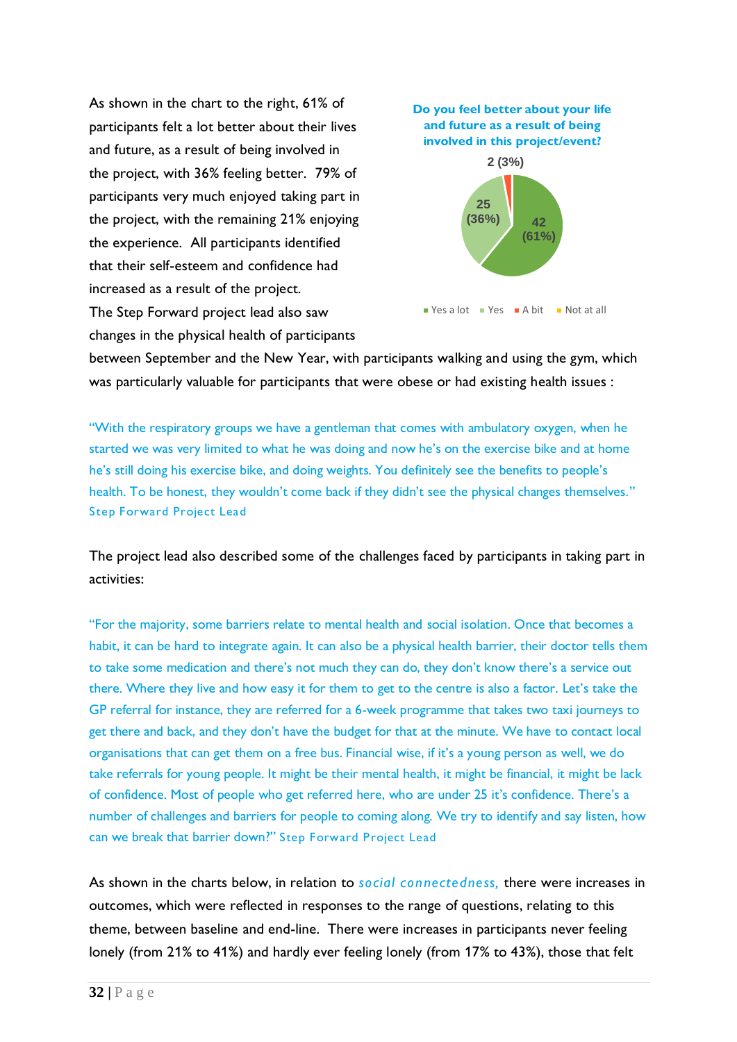As shown in the chart to the right, 61% of participants felt a lot better about their lives and future, as a result of being involved in the project, with 36% feeling better. 79% of participants very much enjoyed taking part in the project, with the remaining 21% enjoying the experience. All participants identified that their self-esteem and confidence had increased as a result of the project.

**Do you feel better about your life and future as a result of being involved in this project/event?**

2 (3%)
25 (36%)
42 (61%)

Yes a lot
Yes
A bit
Not at all

The Step Forward project lead also saw changes in the physical health of participants between September and the New Year, with participants walking and using the gym, which was particularly valuable for participants that were obese or had existing health issues :

"With the respiratory groups we have a gentleman that comes with ambulatory oxygen, when he started we was very limited to what he was doing and now he's on the exercise bike and at home he's still doing his exercise bike, and doing weights. You definitely see the benefits to people's health. To be honest, they wouldn't come back if they didn't see the physical changes themselves." Step Forward Project Lead

The project lead also described some of the challenges faced by participants in taking part in activities:

"For the majority, some barriers relate to mental health and social isolation. Once that becomes a habit, it can be hard to integrate again. It can also be a physical health barrier, their doctor tells them to take some medication and there's not much they can do, they don't know there's a service out there. Where they live and how easy it for them to get to the centre is also a factor. Let's take the GP referral for instance, they are referred for a 6-week programme that takes two taxi journeys to get there and back, and they don't have the budget for that at the minute. We have to contact local organisations that can get them on a free bus. Financial wise, if it's a young person as well, we do take referrals for young people. It might be their mental health, it might be financial, it might be lack of confidence. Most of people who get referred here, who are under 25 it's confidence. There's a number of challenges and barriers for people to coming along. We try to identify and say listen, how can we break that barrier down?" Step Forward Project Lead

As shown in the charts below, in relation to *social connectedness,* there were increases in outcomes, which were reflected in responses to the range of questions, relating to this theme, between baseline and end-line. There were increases in participants never feeling lonely (from 21% to 41%) and hardly ever feeling lonely (from 17% to 43%), those that felt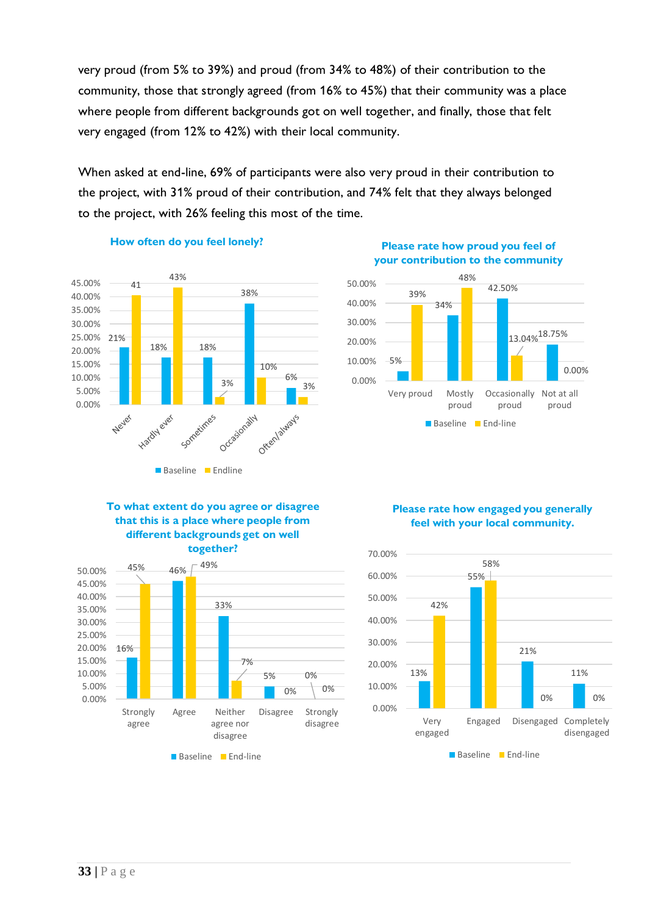very proud (from 5% to 39%) and proud (from 34% to 48%) of their contribution to the community, those that strongly agreed (from 16% to 45%) that their community was a place where people from different backgrounds got on well together, and finally, those that felt very engaged (from 12% to 42%) with their local community.

When asked at end-line, 69% of participants were also very proud in their contribution to the project, with 31% proud of their contribution, and 74% felt that they always belonged to the project, with 26% feeling this most of the time.

**How often do you feel lonely?**

45.00%
40.00%
35.00%
30.00%
25.00%
20.00%
15.00%
10.00%
5.00%
0.00%

21%
41
18%
43%
18%
3%
38%
10%
6%
3%

Never
Hardly ever
Sometimes
Occasionally
Often/always

Baseline
Endline

**Please rate how proud you feel of your contribution to the community**

50.00%
40.00%
30.00%
20.00%
10.00%
0.00%

5%
39%
34%
48%
42.50%
13.04%
18.75%
0.00%

Very proud
Mostly proud
Occasionally proud
Not at all proud

Baseline
End-line

**To what extent do you agree or disagree that this is a place where people from different backgrounds get on well together?**

50.00%
45.00%
40.00%
35.00%
30.00%
25.00%
20.00%
15.00%
10.00%
5.00%
0.00%

16%
45%
46%
49%
33%
7%
5%
0%
0%
0%

Strongly agree
Agree
Neither agree nor disagree
Disagree
Strongly disagree

Baseline
End-line

**Please rate how engaged you generally feel with your local community.**

70.00%
60.00%
50.00%
40.00%
30.00%
20.00%
10.00%
0.00%

13%
42%
55%
58%
21%
0%
11%
0%

Very engaged
Engaged
Disengaged
Completely disengaged

Baseline
End-line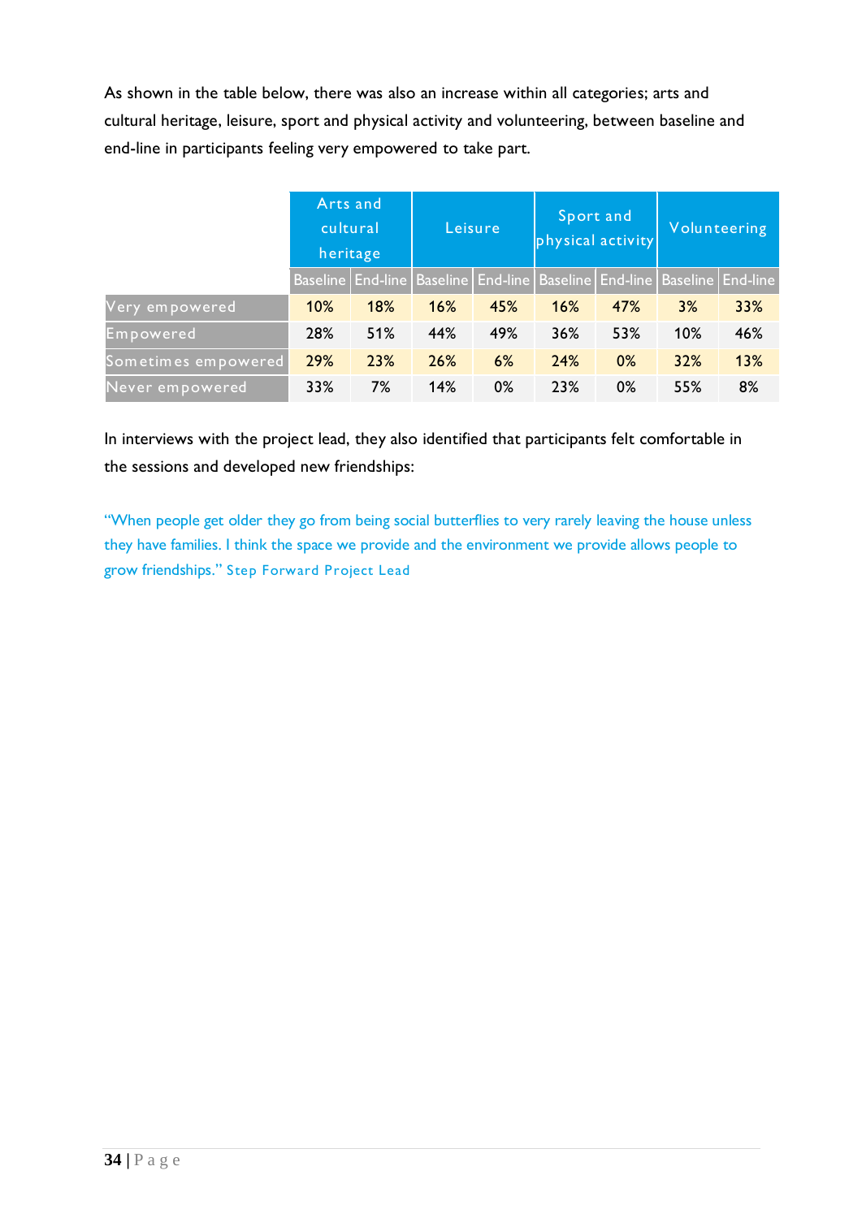As shown in the table below, there was also an increase within all categories; arts and cultural heritage, leisure, sport and physical activity and volunteering, between baseline and end-line in participants feeling very empowered to take part.

| | Arts and cultural heritage | | Leisure | | Sport and physical activity | | Volunteering | |
|---|---|---|---|---|---|---|---|---|
| | Baseline | End-line | Baseline | End-line | Baseline | End-line | Baseline | End-line |
| Very empowered | 10% | 18% | 16% | 45% | 16% | 47% | 3% | 33% |
| Empowered | 28% | 51% | 44% | 49% | 36% | 53% | 10% | 46% |
| Sometimes empowered | 29% | 23% | 26% | 6% | 24% | 0% | 32% | 13% |
| Never empowered | 33% | 7% | 14% | 0% | 23% | 0% | 55% | 8% |

In interviews with the project lead, they also identified that participants felt comfortable in the sessions and developed new friendships:

"When people get older they go from being social butterflies to very rarely leaving the house unless they have families. I think the space we provide and the environment we provide allows people to grow friendships." Step Forward Project Lead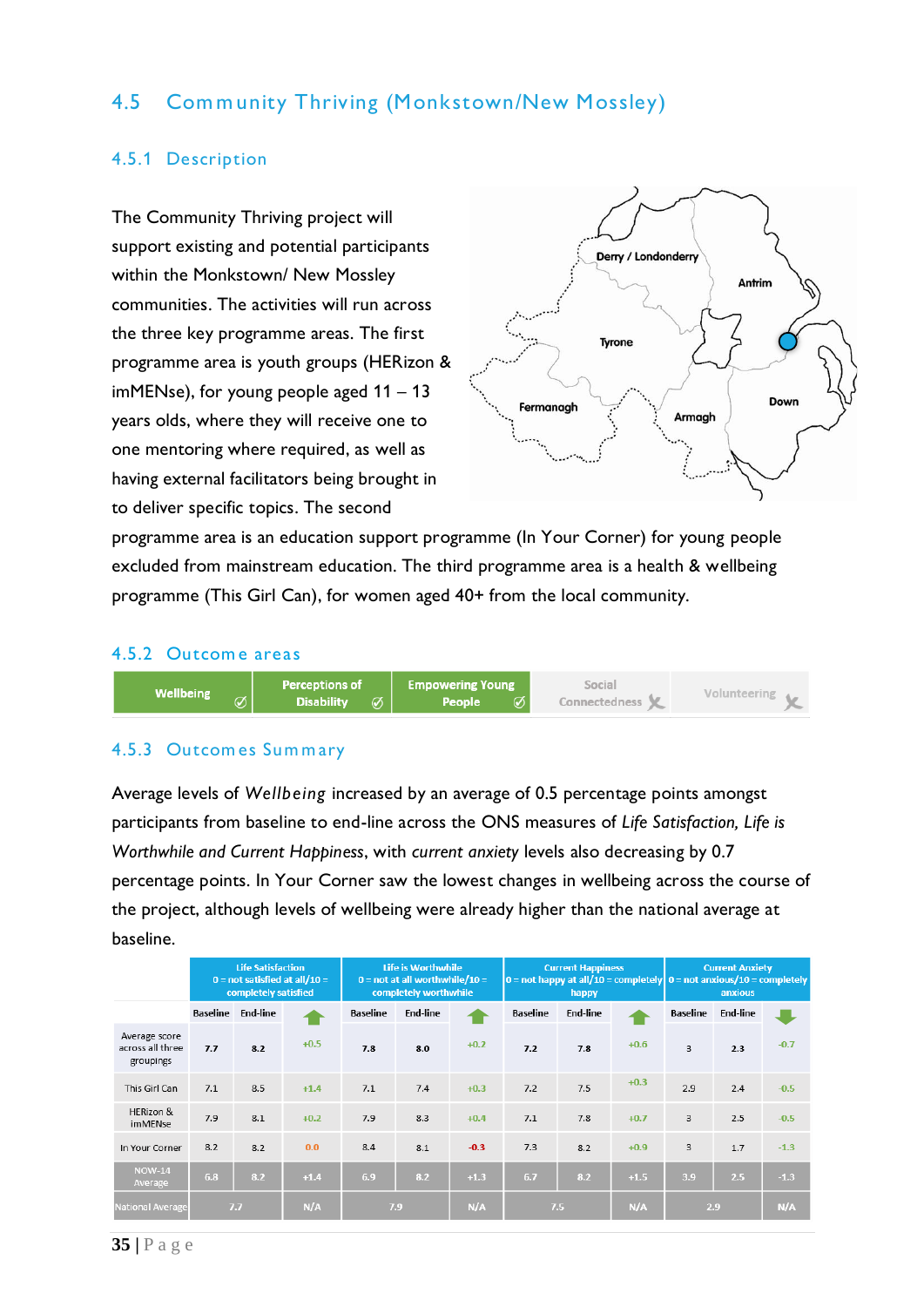## 4.5 Community Thriving (Monkstown/New Mossley)

### 4.5.1 Description

The Community Thriving project will support existing and potential participants within the Monkstown/ New Mossley communities. The activities will run across the three key programme areas. The first programme area is youth groups (HERizon & imMENse), for young people aged 11 – 13 years olds, where they will receive one to one mentoring where required, as well as having external facilitators being brought in to deliver specific topics. The second programme area is an education support programme (In Your Corner) for young people excluded from mainstream education. The third programme area is a health & wellbeing programme (This Girl Can), for women aged 40+ from the local community.

Derry / Londonderry
Antrim
Tyrone
Fermanagh
Armagh
Down

### 4.5.2 Outcome areas

| Wellbeing ✓ | Perceptions of Disability ✓ | Empowering Young People ✓ | Social Connectedness ✗ | Volunteering ✗ |
|---|---|---|---|---|

### 4.5.3 Outcomes Summary

Average levels of *Wellbeing* increased by an average of 0.5 percentage points amongst participants from baseline to end-line across the ONS measures of *Life Satisfaction, Life is Worthwhile and Current Happiness*, with *current anxiety* levels also decreasing by 0.7 percentage points. In Your Corner saw the lowest changes in wellbeing across the course of the project, although levels of wellbeing were already higher than the national average at baseline.

| | Life Satisfaction 0 = not satisfied at all/10 = completely satisfied | | | Life is Worthwhile 0 = not at all worthwhile/10 = completely worthwhile | | | Current Happiness 0 = not happy at all/10 = completely happy | | | Current Anxiety 0 = not anxious/10 = completely anxious | | |
|---|---|---|---|---|---|---|---|---|---|---|---|---|
| | Baseline | End-line | ↑ | Baseline | End-line | ↑ | Baseline | End-line | ↑ | Baseline | End-line | ↓ |
| Average score across all three groupings | 7.7 | 8.2 | +0.5 | 7.8 | 8.0 | +0.2 | 7.2 | 7.8 | +0.6 | 3 | 2.3 | -0.7 |
| This Girl Can | 7.1 | 8.5 | +1.4 | 7.1 | 7.4 | +0.3 | 7.2 | 7.5 | +0.3 | 2.9 | 2.4 | -0.5 |
| HERizon & imMENse | 7.9 | 8.1 | +0.2 | 7.9 | 8.3 | +0.4 | 7.1 | 7.8 | +0.7 | 3 | 2.5 | -0.5 |
| In Your Corner | 8.2 | 8.2 | 0.0 | 8.4 | 8.1 | -0.3 | 7.3 | 8.2 | +0.9 | 3 | 1.7 | -1.3 |
| NOW-14 Average | 6.8 | 8.2 | +1.4 | 6.9 | 8.2 | +1.3 | 6.7 | 8.2 | +1.5 | 3.9 | 2.5 | -1.3 |
| National Average | 7.7 | | N/A | 7.9 | | N/A | 7.5 | | N/A | 2.9 | | N/A |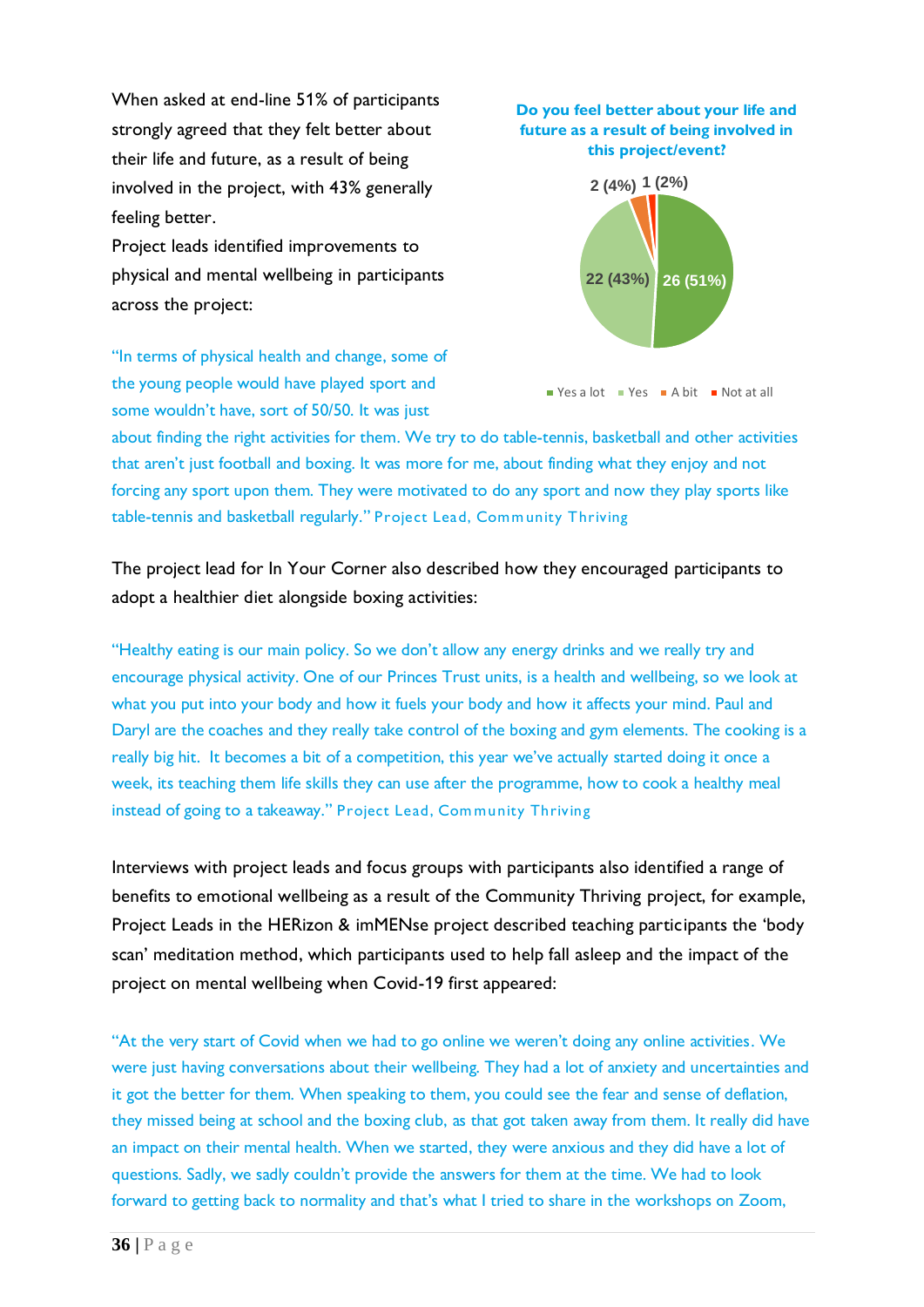When asked at end-line 51% of participants strongly agreed that they felt better about their life and future, as a result of being involved in the project, with 43% generally feeling better.

Project leads identified improvements to physical and mental wellbeing in participants across the project:

**Do you feel better about your life and future as a result of being involved in this project/event?**

2 (4%)
1 (2%)
22 (43%)
26 (51%)

Yes a lot
Yes
A bit
Not at all

"In terms of physical health and change, some of the young people would have played sport and some wouldn't have, sort of 50/50. It was just about finding the right activities for them. We try to do table-tennis, basketball and other activities that aren't just football and boxing. It was more for me, about finding what they enjoy and not forcing any sport upon them. They were motivated to do any sport and now they play sports like table-tennis and basketball regularly." Project Lead, Community Thriving

The project lead for In Your Corner also described how they encouraged participants to adopt a healthier diet alongside boxing activities:

"Healthy eating is our main policy. So we don't allow any energy drinks and we really try and encourage physical activity. One of our Princes Trust units, is a health and wellbeing, so we look at what you put into your body and how it fuels your body and how it affects your mind. Paul and Daryl are the coaches and they really take control of the boxing and gym elements. The cooking is a really big hit. It becomes a bit of a competition, this year we've actually started doing it once a week, its teaching them life skills they can use after the programme, how to cook a healthy meal instead of going to a takeaway." Project Lead, Community Thriving

Interviews with project leads and focus groups with participants also identified a range of benefits to emotional wellbeing as a result of the Community Thriving project, for example, Project Leads in the HERizon & imMENse project described teaching participants the 'body scan' meditation method, which participants used to help fall asleep and the impact of the project on mental wellbeing when Covid-19 first appeared:

"At the very start of Covid when we had to go online we weren't doing any online activities. We were just having conversations about their wellbeing. They had a lot of anxiety and uncertainties and it got the better for them. When speaking to them, you could see the fear and sense of deflation, they missed being at school and the boxing club, as that got taken away from them. It really did have an impact on their mental health. When we started, they were anxious and they did have a lot of questions. Sadly, we sadly couldn't provide the answers for them at the time. We had to look forward to getting back to normality and that's what I tried to share in the workshops on Zoom,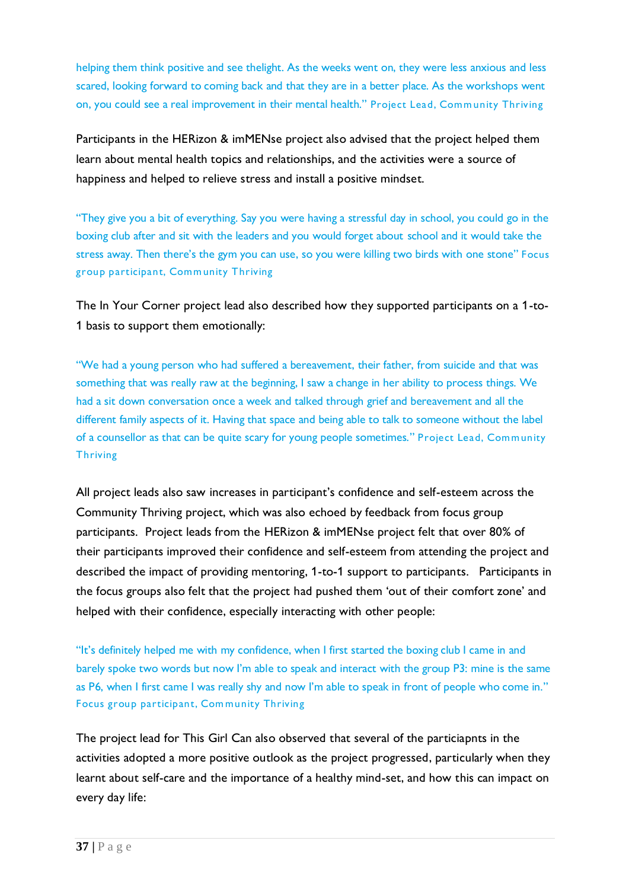helping them think positive and see thelight. As the weeks went on, they were less anxious and less scared, looking forward to coming back and that they are in a better place. As the workshops went on, you could see a real improvement in their mental health." Project Lead, Community Thriving

Participants in the HERizon & imMENse project also advised that the project helped them learn about mental health topics and relationships, and the activities were a source of happiness and helped to relieve stress and install a positive mindset.

"They give you a bit of everything. Say you were having a stressful day in school, you could go in the boxing club after and sit with the leaders and you would forget about school and it would take the stress away. Then there's the gym you can use, so you were killing two birds with one stone" Focus group participant, Community Thriving

The In Your Corner project lead also described how they supported participants on a 1-to-1 basis to support them emotionally:

"We had a young person who had suffered a bereavement, their father, from suicide and that was something that was really raw at the beginning, I saw a change in her ability to process things. We had a sit down conversation once a week and talked through grief and bereavement and all the different family aspects of it. Having that space and being able to talk to someone without the label of a counsellor as that can be quite scary for young people sometimes." Project Lead, Community Thriving

All project leads also saw increases in participant's confidence and self-esteem across the Community Thriving project, which was also echoed by feedback from focus group participants. Project leads from the HERizon & imMENse project felt that over 80% of their participants improved their confidence and self-esteem from attending the project and described the impact of providing mentoring, 1-to-1 support to participants. Participants in the focus groups also felt that the project had pushed them 'out of their comfort zone' and helped with their confidence, especially interacting with other people:

"It's definitely helped me with my confidence, when I first started the boxing club I came in and barely spoke two words but now I'm able to speak and interact with the group P3: mine is the same as P6, when I first came I was really shy and now I'm able to speak in front of people who come in." Focus group participant, Community Thriving

The project lead for This Girl Can also observed that several of the particiapnts in the activities adopted a more positive outlook as the project progressed, particularly when they learnt about self-care and the importance of a healthy mind-set, and how this can impact on every day life: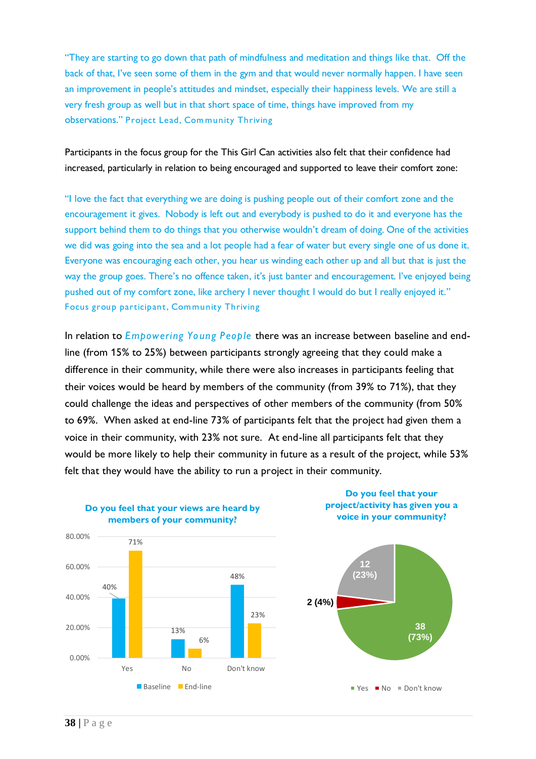"They are starting to go down that path of mindfulness and meditation and things like that. Off the back of that, I've seen some of them in the gym and that would never normally happen. I have seen an improvement in people's attitudes and mindset, especially their happiness levels. We are still a very fresh group as well but in that short space of time, things have improved from my observations." Project Lead, Community Thriving

Participants in the focus group for the This Girl Can activities also felt that their confidence had increased, particularly in relation to being encouraged and supported to leave their comfort zone:

"I love the fact that everything we are doing is pushing people out of their comfort zone and the encouragement it gives. Nobody is left out and everybody is pushed to do it and everyone has the support behind them to do things that you otherwise wouldn't dream of doing. One of the activities we did was going into the sea and a lot people had a fear of water but every single one of us done it. Everyone was encouraging each other, you hear us winding each other up and all but that is just the way the group goes. There's no offence taken, it's just banter and encouragement. I've enjoyed being pushed out of my comfort zone, like archery I never thought I would do but I really enjoyed it." Focus group participant, Community Thriving

In relation to *Empowering Young People* there was an increase between baseline and end-line (from 15% to 25%) between participants strongly agreeing that they could make a difference in their community, while there were also increases in participants feeling that their voices would be heard by members of the community (from 39% to 71%), that they could challenge the ideas and perspectives of other members of the community (from 50% to 69%. When asked at end-line 73% of participants felt that the project had given them a voice in their community, with 23% not sure. At end-line all participants felt that they would be more likely to help their community in future as a result of the project, while 53% felt that they would have the ability to run a project in their community.

**Do you feel that your views are heard by members of your community?**

80.00%
60.00%
40.00%
20.00%
0.00%

Yes: 40%, 71%
No: 13%, 6%
Don't know: 48%, 23%

Baseline
End-line

**Do you feel that your project/activity has given you a voice in your community?**

38 (73%)
2 (4%)
12 (23%)

Yes
No
Don't know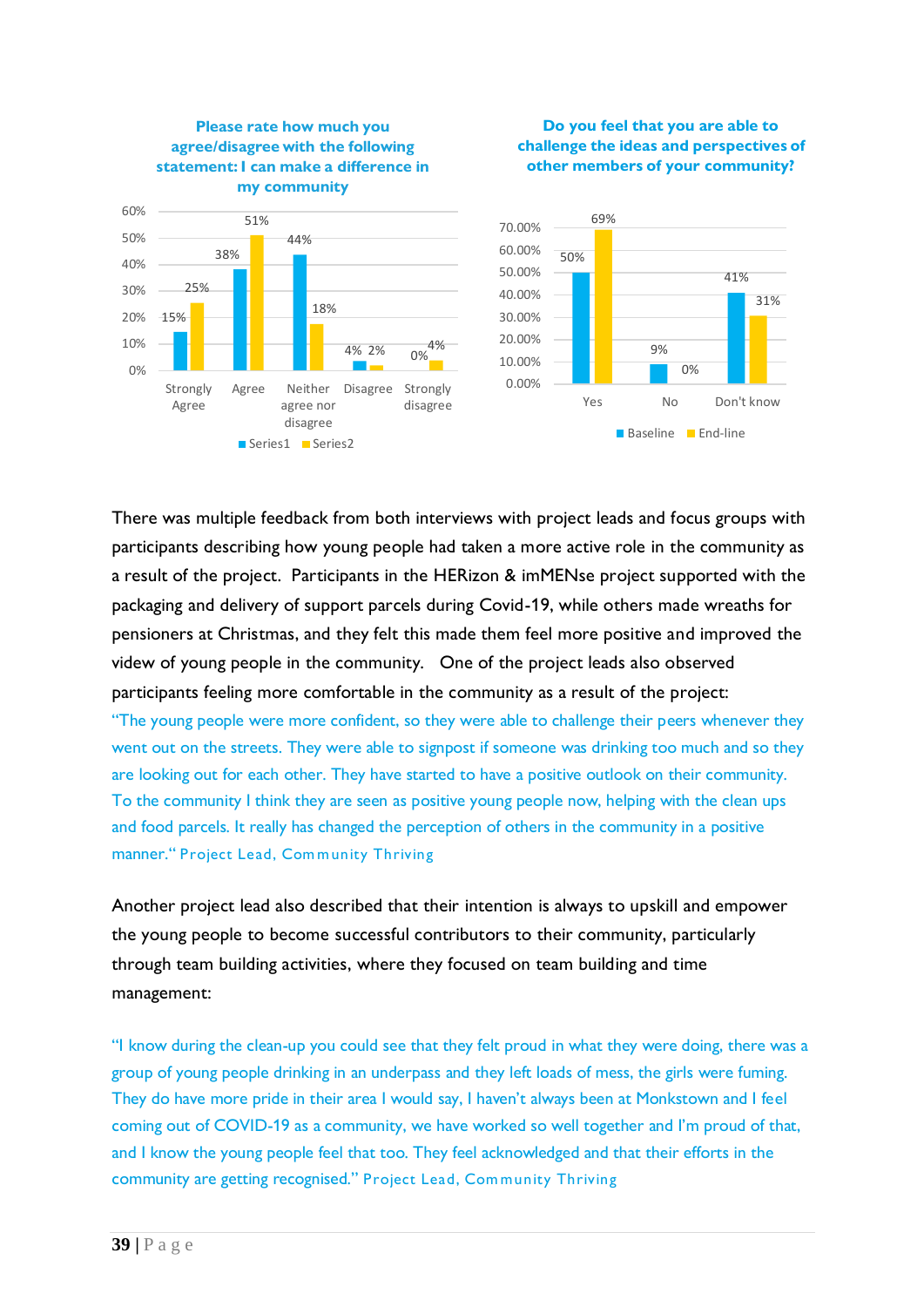**Please rate how much you agree/disagree with the following statement: I can make a difference in my community**

60%
50%
40%
30%
20%
10%
0%

15% 25%
38% 51%
44% 18%
4% 2%
0% 4%

Strongly Agree
Agree
Neither agree nor disagree
Disagree
Strongly disagree

Series1 Series2

**Do you feel that you are able to challenge the ideas and perspectives of other members of your community?**

70.00%
60.00%
50.00%
40.00%
30.00%
20.00%
10.00%
0.00%

50% 69%
9% 0%
41% 31%

Yes
No
Don't know

Baseline End-line

There was multiple feedback from both interviews with project leads and focus groups with participants describing how young people had taken a more active role in the community as a result of the project. Participants in the HERizon & imMENse project supported with the packaging and delivery of support parcels during Covid-19, while others made wreaths for pensioners at Christmas, and they felt this made them feel more positive and improved the videw of young people in the community. One of the project leads also observed participants feeling more comfortable in the community as a result of the project:

"The young people were more confident, so they were able to challenge their peers whenever they went out on the streets. They were able to signpost if someone was drinking too much and so they are looking out for each other. They have started to have a positive outlook on their community. To the community I think they are seen as positive young people now, helping with the clean ups and food parcels. It really has changed the perception of others in the community in a positive manner." Project Lead, Community Thriving

Another project lead also described that their intention is always to upskill and empower the young people to become successful contributors to their community, particularly through team building activities, where they focused on team building and time management:

"I know during the clean-up you could see that they felt proud in what they were doing, there was a group of young people drinking in an underpass and they left loads of mess, the girls were fuming. They do have more pride in their area I would say, I haven't always been at Monkstown and I feel coming out of COVID-19 as a community, we have worked so well together and I'm proud of that, and I know the young people feel that too. They feel acknowledged and that their efforts in the community are getting recognised." Project Lead, Community Thriving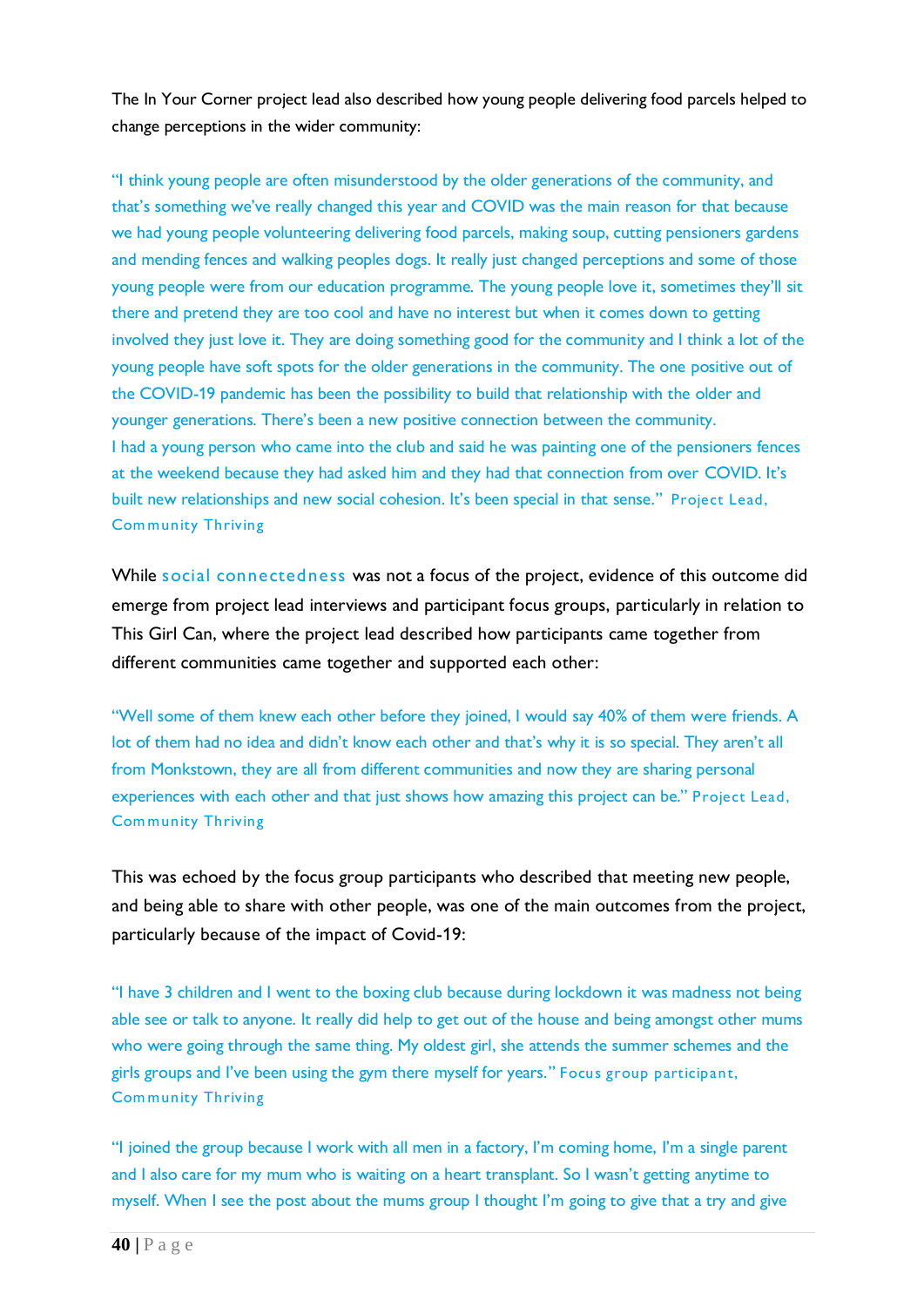The In Your Corner project lead also described how young people delivering food parcels helped to change perceptions in the wider community:

"I think young people are often misunderstood by the older generations of the community, and that's something we've really changed this year and COVID was the main reason for that because we had young people volunteering delivering food parcels, making soup, cutting pensioners gardens and mending fences and walking peoples dogs. It really just changed perceptions and some of those young people were from our education programme. The young people love it, sometimes they'll sit there and pretend they are too cool and have no interest but when it comes down to getting involved they just love it. They are doing something good for the community and I think a lot of the young people have soft spots for the older generations in the community. The one positive out of the COVID-19 pandemic has been the possibility to build that relationship with the older and younger generations. There's been a new positive connection between the community.
I had a young person who came into the club and said he was painting one of the pensioners fences at the weekend because they had asked him and they had that connection from over COVID. It's built new relationships and new social cohesion. It's been special in that sense." Project Lead, Community Thriving

While social connectedness was not a focus of the project, evidence of this outcome did emerge from project lead interviews and participant focus groups, particularly in relation to This Girl Can, where the project lead described how participants came together from different communities came together and supported each other:

"Well some of them knew each other before they joined, I would say 40% of them were friends. A lot of them had no idea and didn't know each other and that's why it is so special. They aren't all from Monkstown, they are all from different communities and now they are sharing personal experiences with each other and that just shows how amazing this project can be." Project Lead, Community Thriving

This was echoed by the focus group participants who described that meeting new people, and being able to share with other people, was one of the main outcomes from the project, particularly because of the impact of Covid-19:

"I have 3 children and I went to the boxing club because during lockdown it was madness not being able see or talk to anyone. It really did help to get out of the house and being amongst other mums who were going through the same thing. My oldest girl, she attends the summer schemes and the girls groups and I've been using the gym there myself for years." Focus group participant, Community Thriving

"I joined the group because I work with all men in a factory, I'm coming home, I'm a single parent and I also care for my mum who is waiting on a heart transplant. So I wasn't getting anytime to myself. When I see the post about the mums group I thought I'm going to give that a try and give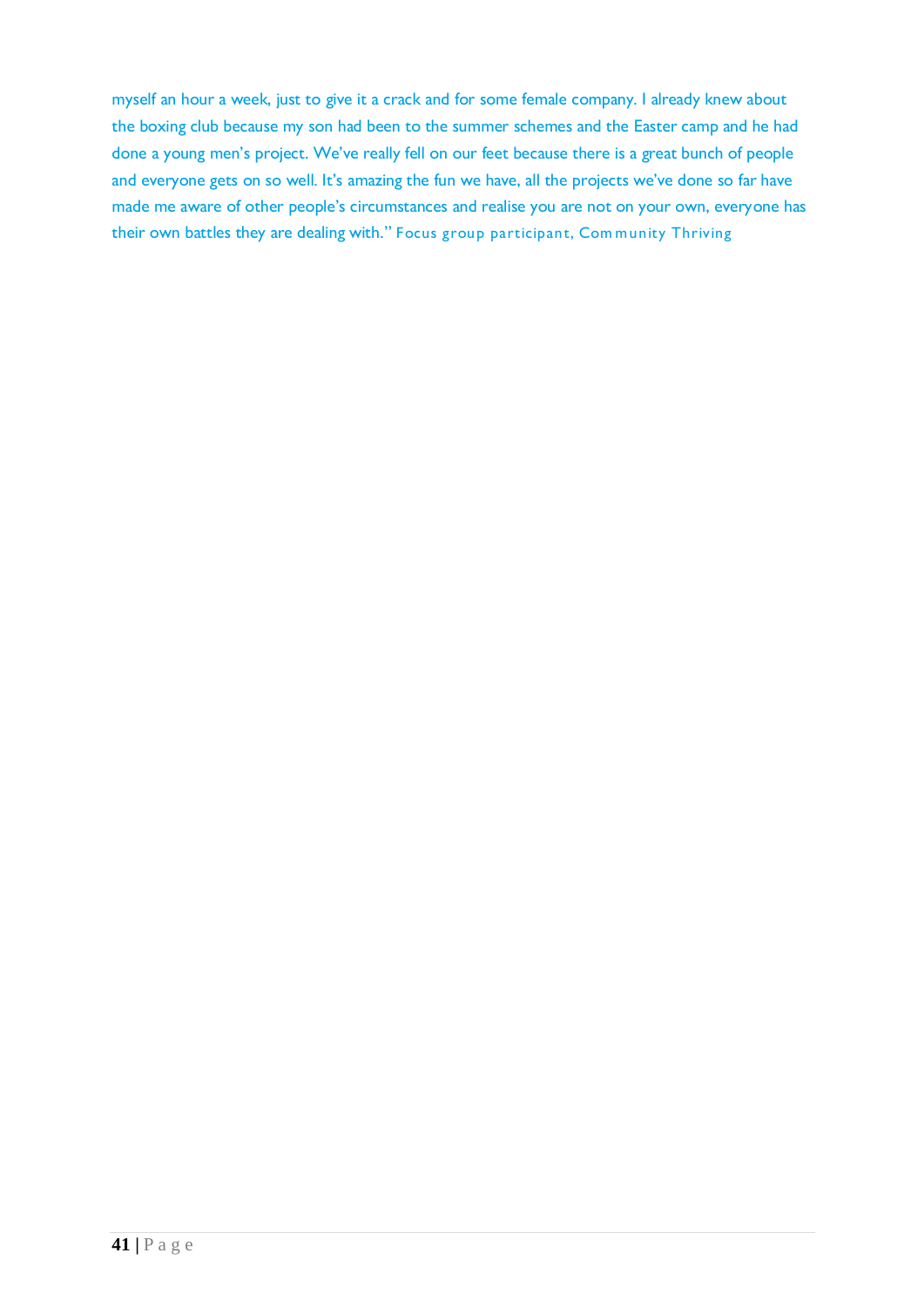myself an hour a week, just to give it a crack and for some female company. I already knew about the boxing club because my son had been to the summer schemes and the Easter camp and he had done a young men's project. We've really fell on our feet because there is a great bunch of people and everyone gets on so well. It's amazing the fun we have, all the projects we've done so far have made me aware of other people's circumstances and realise you are not on your own, everyone has their own battles they are dealing with." Focus group participant, Community Thriving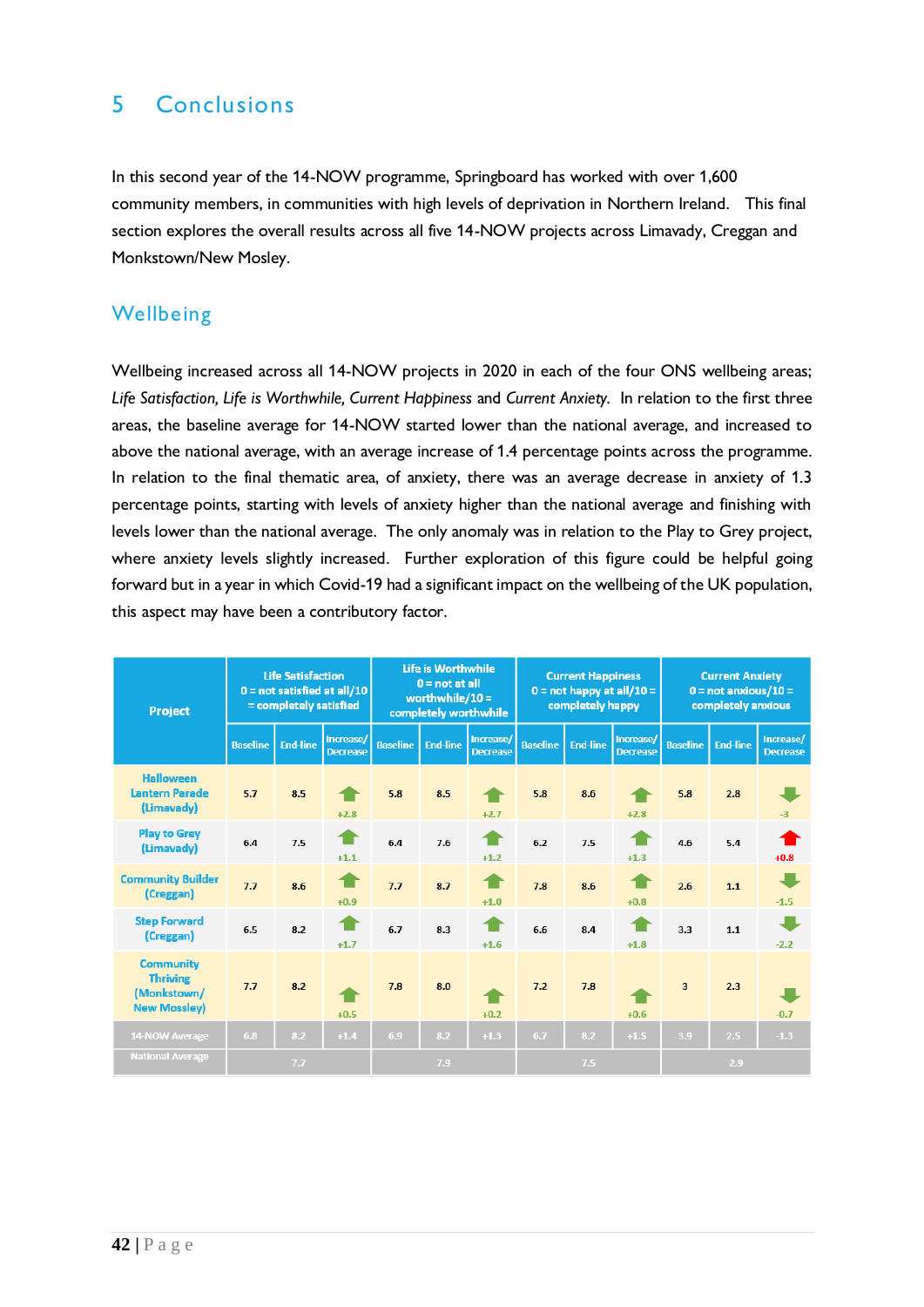# 5 Conclusions

In this second year of the 14-NOW programme, Springboard has worked with over 1,600 community members, in communities with high levels of deprivation in Northern Ireland. This final section explores the overall results across all five 14-NOW projects across Limavady, Creggan and Monkstown/New Mosley.

## Wellbeing

Wellbeing increased across all 14-NOW projects in 2020 in each of the four ONS wellbeing areas; *Life Satisfaction, Life is Worthwhile, Current Happiness* and *Current Anxiety*. In relation to the first three areas, the baseline average for 14-NOW started lower than the national average, and increased to above the national average, with an average increase of 1.4 percentage points across the programme. In relation to the final thematic area, of anxiety, there was an average decrease in anxiety of 1.3 percentage points, starting with levels of anxiety higher than the national average and finishing with levels lower than the national average. The only anomaly was in relation to the Play to Grey project, where anxiety levels slightly increased. Further exploration of this figure could be helpful going forward but in a year in which Covid-19 had a significant impact on the wellbeing of the UK population, this aspect may have been a contributory factor.

| Project | Life Satisfaction 0 = not satisfied at all/10 = completely satisfied | | | Life is Worthwhile 0 = not at all worthwhile/10 = completely worthwhile | | | Current Happiness 0 = not happy at all/10 = completely happy | | | Current Anxiety 0 = not anxious/10 = completely anxious | | |
|---|---|---|---|---|---|---|---|---|---|---|---|---|
| | Baseline | End-line | Increase/ Decrease | Baseline | End-line | Increase/ Decrease | Baseline | End-line | Increase/ Decrease | Baseline | End-line | Increase/ Decrease |
| Halloween Lantern Parade (Limavady) | 5.7 | 8.5 | +2.8 | 5.8 | 8.5 | +2.7 | 5.8 | 8.6 | +2.8 | 5.8 | 2.8 | -3 |
| Play to Grey (Limavady) | 6.4 | 7.5 | +1.1 | 6.4 | 7.6 | +1.2 | 6.2 | 7.5 | +1.3 | 4.6 | 5.4 | +0.8 |
| Community Builder (Creggan) | 7.7 | 8.6 | +0.9 | 7.7 | 8.7 | +1.0 | 7.8 | 8.6 | +0.8 | 2.6 | 1.1 | -1.5 |
| Step Forward (Creggan) | 6.5 | 8.2 | +1.7 | 6.7 | 8.3 | +1.6 | 6.6 | 8.4 | +1.8 | 3.3 | 1.1 | -2.2 |
| Community Thriving (Monkstown/ New Mossley) | 7.7 | 8.2 | +0.5 | 7.8 | 8.0 | +0.2 | 7.2 | 7.8 | +0.6 | 3 | 2.3 | -0.7 |
| 14-NOW Average | 6.8 | 8.2 | +1.4 | 6.9 | 8.2 | +1.3 | 6.7 | 8.2 | +1.5 | 3.9 | 2.5 | -1.3 |
| National Average | | 7.7 | | | 7.9 | | | 7.5 | | | 2.9 | |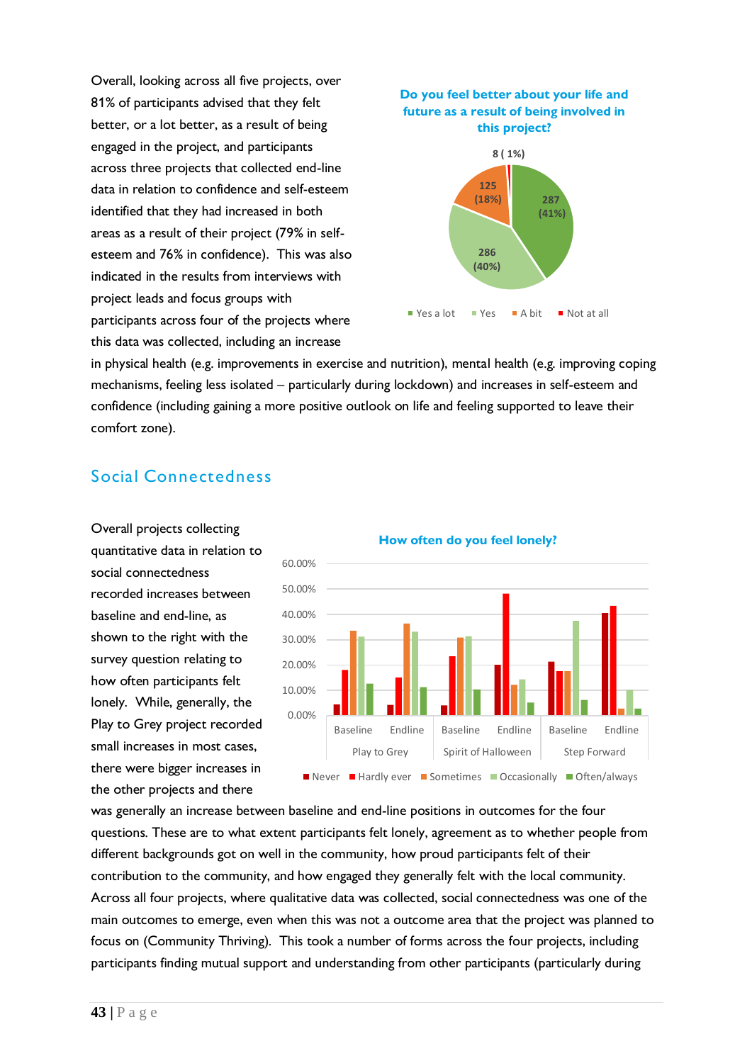Overall, looking across all five projects, over 81% of participants advised that they felt better, or a lot better, as a result of being engaged in the project, and participants across three projects that collected end-line data in relation to confidence and self-esteem identified that they had increased in both areas as a result of their project (79% in self-esteem and 76% in confidence). This was also indicated in the results from interviews with project leads and focus groups with participants across four of the projects where this data was collected, including an increase in physical health (e.g. improvements in exercise and nutrition), mental health (e.g. improving coping mechanisms, feeling less isolated – particularly during lockdown) and increases in self-esteem and confidence (including gaining a more positive outlook on life and feeling supported to leave their comfort zone).

Do you feel better about your life and future as a result of being involved in this project?

8 ( 1%)
125 (18%)
287 (41%)
286 (40%)

Yes a lot
Yes
A bit
Not at all

## Social Connectedness

Overall projects collecting quantitative data in relation to social connectedness recorded increases between baseline and end-line, as shown to the right with the survey question relating to how often participants felt lonely. While, generally, the Play to Grey project recorded small increases in most cases, there were bigger increases in the other projects and there was generally an increase between baseline and end-line positions in outcomes for the four questions. These are to what extent participants felt lonely, agreement as to whether people from different backgrounds got on well in the community, how proud participants felt of their contribution to the community, and how engaged they generally felt with the local community. Across all four projects, where qualitative data was collected, social connectedness was one of the main outcomes to emerge, even when this was not a outcome area that the project was planned to focus on (Community Thriving). This took a number of forms across the four projects, including participants finding mutual support and understanding from other participants (particularly during

How often do you feel lonely?

60.00%
50.00%
40.00%
30.00%
20.00%
10.00%
0.00%

Baseline
Endline
Play to Grey
Baseline
Endline
Spirit of Halloween
Baseline
Endline
Step Forward

Never
Hardly ever
Sometimes
Occasionally
Often/always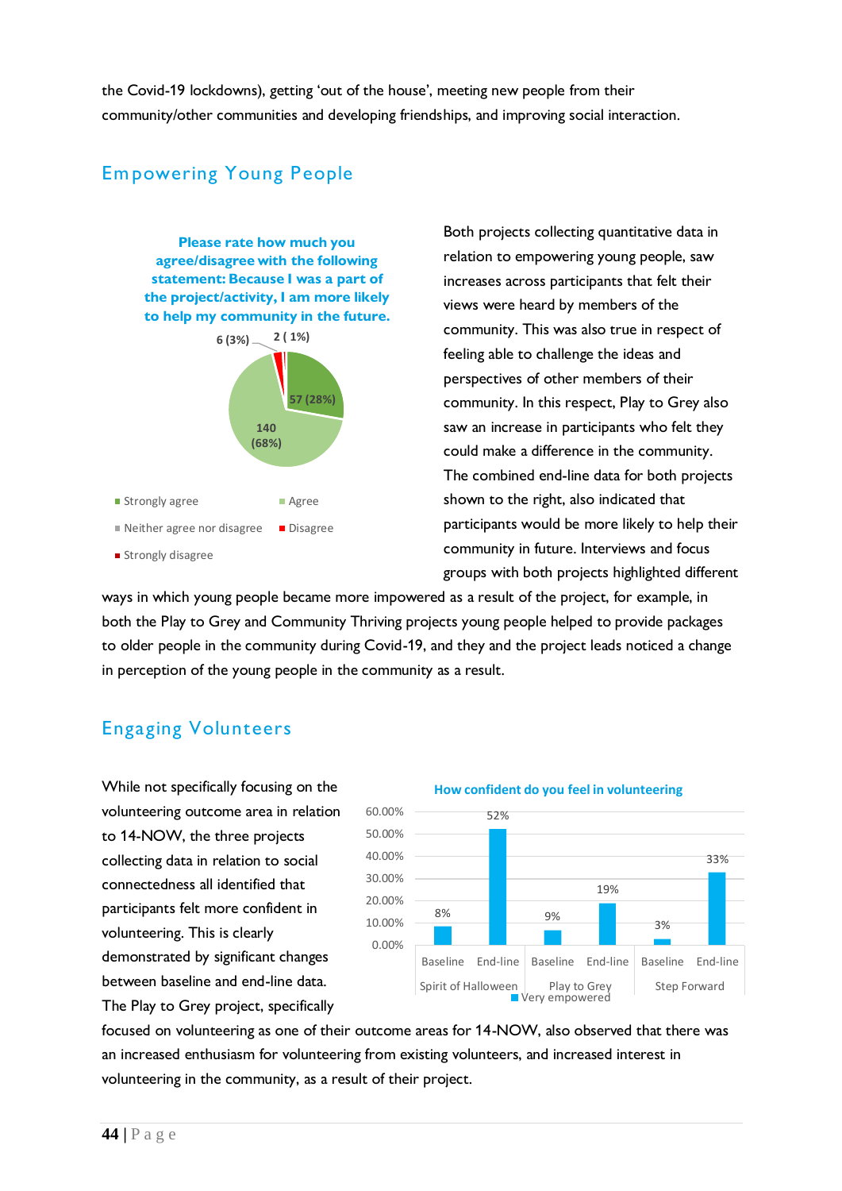the Covid-19 lockdowns), getting 'out of the house', meeting new people from their community/other communities and developing friendships, and improving social interaction.

## Empowering Young People

**Please rate how much you agree/disagree with the following statement: Because I was a part of the project/activity, I am more likely to help my community in the future.**

6 (3%)
2 ( 1%)
57 (28%)
140 (68%)

Strongly agree
Agree
Neither agree nor disagree
Disagree
Strongly disagree

Both projects collecting quantitative data in relation to empowering young people, saw increases across participants that felt their views were heard by members of the community. This was also true in respect of feeling able to challenge the ideas and perspectives of other members of their community. In this respect, Play to Grey also saw an increase in participants who felt they could make a difference in the community. The combined end-line data for both projects shown to the right, also indicated that participants would be more likely to help their community in future. Interviews and focus groups with both projects highlighted different ways in which young people became more impowered as a result of the project, for example, in both the Play to Grey and Community Thriving projects young people helped to provide packages to older people in the community during Covid-19, and they and the project leads noticed a change in perception of the young people in the community as a result.

## Engaging Volunteers

While not specifically focusing on the volunteering outcome area in relation to 14-NOW, the three projects collecting data in relation to social connectedness all identified that participants felt more confident in volunteering. This is clearly demonstrated by significant changes between baseline and end-line data. The Play to Grey project, specifically focused on volunteering as one of their outcome areas for 14-NOW, also observed that there was an increased enthusiasm for volunteering from existing volunteers, and increased interest in volunteering in the community, as a result of their project.

**How confident do you feel in volunteering**

60.00%
50.00%
40.00%
30.00%
20.00%
10.00%
0.00%

8%
52%
9%
19%
3%
33%

Baseline
End-line
Baseline
End-line
Baseline
End-line

Spirit of Halloween
Play to Grey
Step Forward

Very empowered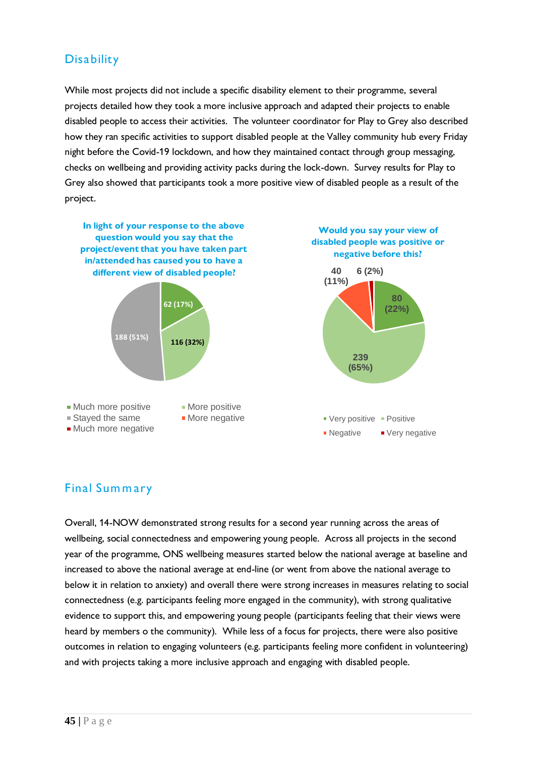## Disability

While most projects did not include a specific disability element to their programme, several projects detailed how they took a more inclusive approach and adapted their projects to enable disabled people to access their activities. The volunteer coordinator for Play to Grey also described how they ran specific activities to support disabled people at the Valley community hub every Friday night before the Covid-19 lockdown, and how they maintained contact through group messaging, checks on wellbeing and providing activity packs during the lock-down. Survey results for Play to Grey also showed that participants took a more positive view of disabled people as a result of the project.

**In light of your response to the above question would you say that the project/event that you have taken part in/attended has caused you to have a different view of disabled people?**

62 (17%)
116 (32%)
188 (51%)

Much more positive
More positive
Stayed the same
More negative
Much more negative

**Would you say your view of disabled people was positive or negative before this?**

80 (22%)
239 (65%)
40 (11%)
6 (2%)

Very positive
Positive
Negative
Very negative

## Final Summary

Overall, 14-NOW demonstrated strong results for a second year running across the areas of wellbeing, social connectedness and empowering young people. Across all projects in the second year of the programme, ONS wellbeing measures started below the national average at baseline and increased to above the national average at end-line (or went from above the national average to below it in relation to anxiety) and overall there were strong increases in measures relating to social connectedness (e.g. participants feeling more engaged in the community), with strong qualitative evidence to support this, and empowering young people (participants feeling that their views were heard by members o the community). While less of a focus for projects, there were also positive outcomes in relation to engaging volunteers (e.g. participants feeling more confident in volunteering) and with projects taking a more inclusive approach and engaging with disabled people.